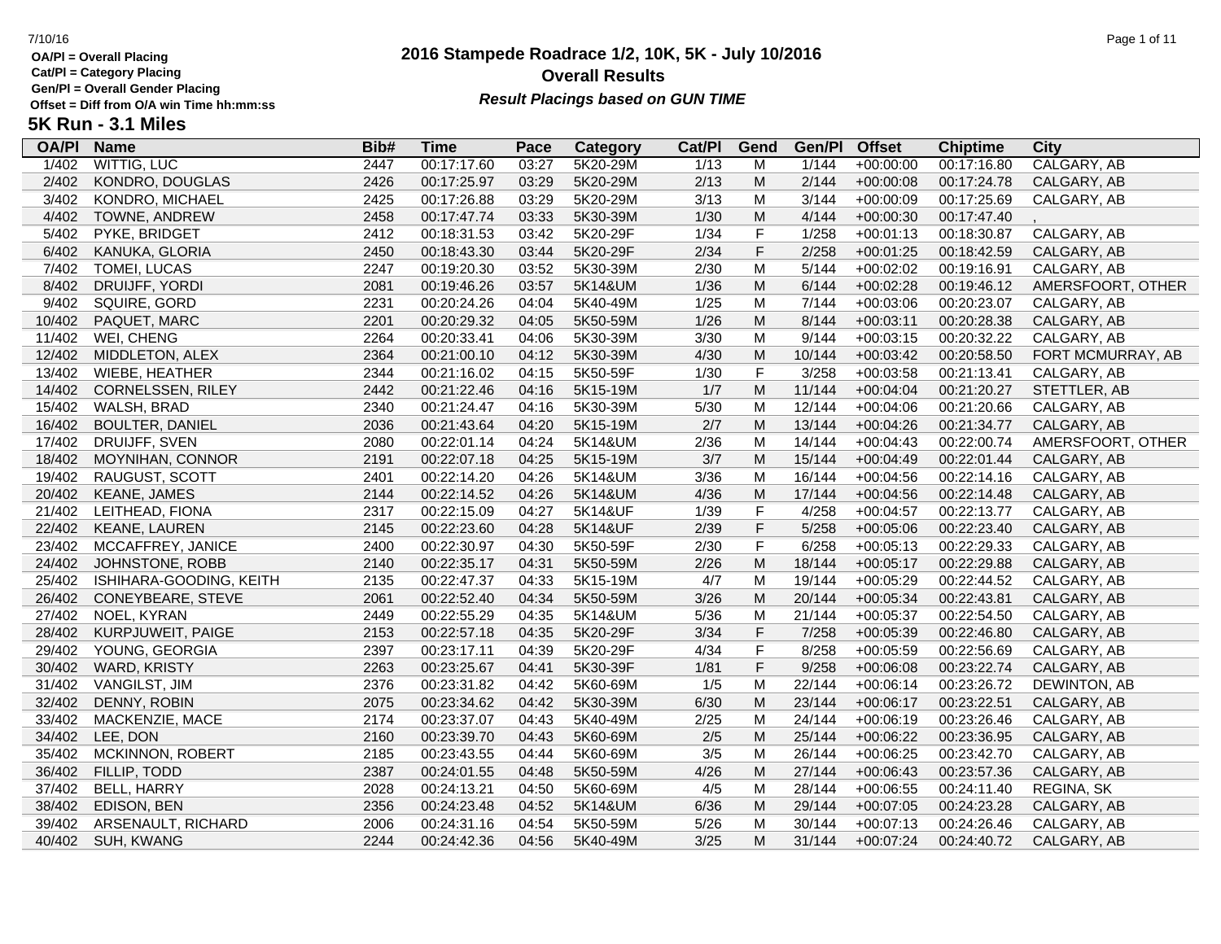OA/Pl = Overall Placing
Cat/Pl = Category Placing
Gen/Pl = Overall Gender Placing
Offset = Diff from O/A win Time hh:mm:ss

# 2016 Stampede Roadrace 1/2, 10K, 5K - July 10/2016

## Overall Results

***Result Placings based on GUN TIME***

## 5K Run - 3.1 Miles

| OA/Pl | Name | Bib# | Time | Pace | Category | Cat/Pl | Gend | Gen/Pl | Offset | Chiptime | City |
|---|---|---|---|---|---|---|---|---|---|---|---|
| 1/402 | WITTIG, LUC | 2447 | 00:17:17.60 | 03:27 | 5K20-29M | 1/13 | M | 1/144 | +00:00:00 | 00:17:16.80 | CALGARY, AB |
| 2/402 | KONDRO, DOUGLAS | 2426 | 00:17:25.97 | 03:29 | 5K20-29M | 2/13 | M | 2/144 | +00:00:08 | 00:17:24.78 | CALGARY, AB |
| 3/402 | KONDRO, MICHAEL | 2425 | 00:17:26.88 | 03:29 | 5K20-29M | 3/13 | M | 3/144 | +00:00:09 | 00:17:25.69 | CALGARY, AB |
| 4/402 | TOWNE, ANDREW | 2458 | 00:17:47.74 | 03:33 | 5K30-39M | 1/30 | M | 4/144 | +00:00:30 | 00:17:47.40 | , |
| 5/402 | PYKE, BRIDGET | 2412 | 00:18:31.53 | 03:42 | 5K20-29F | 1/34 | F | 1/258 | +00:01:13 | 00:18:30.87 | CALGARY, AB |
| 6/402 | KANUKA, GLORIA | 2450 | 00:18:43.30 | 03:44 | 5K20-29F | 2/34 | F | 2/258 | +00:01:25 | 00:18:42.59 | CALGARY, AB |
| 7/402 | TOMEI, LUCAS | 2247 | 00:19:20.30 | 03:52 | 5K30-39M | 2/30 | M | 5/144 | +00:02:02 | 00:19:16.91 | CALGARY, AB |
| 8/402 | DRUIJFF, YORDI | 2081 | 00:19:46.26 | 03:57 | 5K14&UM | 1/36 | M | 6/144 | +00:02:28 | 00:19:46.12 | AMERSFOORT, OTHER |
| 9/402 | SQUIRE, GORD | 2231 | 00:20:24.26 | 04:04 | 5K40-49M | 1/25 | M | 7/144 | +00:03:06 | 00:20:23.07 | CALGARY, AB |
| 10/402 | PAQUET, MARC | 2201 | 00:20:29.32 | 04:05 | 5K50-59M | 1/26 | M | 8/144 | +00:03:11 | 00:20:28.38 | CALGARY, AB |
| 11/402 | WEI, CHENG | 2264 | 00:20:33.41 | 04:06 | 5K30-39M | 3/30 | M | 9/144 | +00:03:15 | 00:20:32.22 | CALGARY, AB |
| 12/402 | MIDDLETON, ALEX | 2364 | 00:21:00.10 | 04:12 | 5K30-39M | 4/30 | M | 10/144 | +00:03:42 | 00:20:58.50 | FORT MCMURRAY, AB |
| 13/402 | WIEBE, HEATHER | 2344 | 00:21:16.02 | 04:15 | 5K50-59F | 1/30 | F | 3/258 | +00:03:58 | 00:21:13.41 | CALGARY, AB |
| 14/402 | CORNELSSEN, RILEY | 2442 | 00:21:22.46 | 04:16 | 5K15-19M | 1/7 | M | 11/144 | +00:04:04 | 00:21:20.27 | STETTLER, AB |
| 15/402 | WALSH, BRAD | 2340 | 00:21:24.47 | 04:16 | 5K30-39M | 5/30 | M | 12/144 | +00:04:06 | 00:21:20.66 | CALGARY, AB |
| 16/402 | BOULTER, DANIEL | 2036 | 00:21:43.64 | 04:20 | 5K15-19M | 2/7 | M | 13/144 | +00:04:26 | 00:21:34.77 | CALGARY, AB |
| 17/402 | DRUIJFF, SVEN | 2080 | 00:22:01.14 | 04:24 | 5K14&UM | 2/36 | M | 14/144 | +00:04:43 | 00:22:00.74 | AMERSFOORT, OTHER |
| 18/402 | MOYNIHAN, CONNOR | 2191 | 00:22:07.18 | 04:25 | 5K15-19M | 3/7 | M | 15/144 | +00:04:49 | 00:22:01.44 | CALGARY, AB |
| 19/402 | RAUGUST, SCOTT | 2401 | 00:22:14.20 | 04:26 | 5K14&UM | 3/36 | M | 16/144 | +00:04:56 | 00:22:14.16 | CALGARY, AB |
| 20/402 | KEANE, JAMES | 2144 | 00:22:14.52 | 04:26 | 5K14&UM | 4/36 | M | 17/144 | +00:04:56 | 00:22:14.48 | CALGARY, AB |
| 21/402 | LEITHEAD, FIONA | 2317 | 00:22:15.09 | 04:27 | 5K14&UF | 1/39 | F | 4/258 | +00:04:57 | 00:22:13.77 | CALGARY, AB |
| 22/402 | KEANE, LAUREN | 2145 | 00:22:23.60 | 04:28 | 5K14&UF | 2/39 | F | 5/258 | +00:05:06 | 00:22:23.40 | CALGARY, AB |
| 23/402 | MCCAFFREY, JANICE | 2400 | 00:22:30.97 | 04:30 | 5K50-59F | 2/30 | F | 6/258 | +00:05:13 | 00:22:29.33 | CALGARY, AB |
| 24/402 | JOHNSTONE, ROBB | 2140 | 00:22:35.17 | 04:31 | 5K50-59M | 2/26 | M | 18/144 | +00:05:17 | 00:22:29.88 | CALGARY, AB |
| 25/402 | ISHIHARA-GOODING, KEITH | 2135 | 00:22:47.37 | 04:33 | 5K15-19M | 4/7 | M | 19/144 | +00:05:29 | 00:22:44.52 | CALGARY, AB |
| 26/402 | CONEYBEARE, STEVE | 2061 | 00:22:52.40 | 04:34 | 5K50-59M | 3/26 | M | 20/144 | +00:05:34 | 00:22:43.81 | CALGARY, AB |
| 27/402 | NOEL, KYRAN | 2449 | 00:22:55.29 | 04:35 | 5K14&UM | 5/36 | M | 21/144 | +00:05:37 | 00:22:54.50 | CALGARY, AB |
| 28/402 | KURPJUWEIT, PAIGE | 2153 | 00:22:57.18 | 04:35 | 5K20-29F | 3/34 | F | 7/258 | +00:05:39 | 00:22:46.80 | CALGARY, AB |
| 29/402 | YOUNG, GEORGIA | 2397 | 00:23:17.11 | 04:39 | 5K20-29F | 4/34 | F | 8/258 | +00:05:59 | 00:22:56.69 | CALGARY, AB |
| 30/402 | WARD, KRISTY | 2263 | 00:23:25.67 | 04:41 | 5K30-39F | 1/81 | F | 9/258 | +00:06:08 | 00:23:22.74 | CALGARY, AB |
| 31/402 | VANGILST, JIM | 2376 | 00:23:31.82 | 04:42 | 5K60-69M | 1/5 | M | 22/144 | +00:06:14 | 00:23:26.72 | DEWINTON, AB |
| 32/402 | DENNY, ROBIN | 2075 | 00:23:34.62 | 04:42 | 5K30-39M | 6/30 | M | 23/144 | +00:06:17 | 00:23:22.51 | CALGARY, AB |
| 33/402 | MACKENZIE, MACE | 2174 | 00:23:37.07 | 04:43 | 5K40-49M | 2/25 | M | 24/144 | +00:06:19 | 00:23:26.46 | CALGARY, AB |
| 34/402 | LEE, DON | 2160 | 00:23:39.70 | 04:43 | 5K60-69M | 2/5 | M | 25/144 | +00:06:22 | 00:23:36.95 | CALGARY, AB |
| 35/402 | MCKINNON, ROBERT | 2185 | 00:23:43.55 | 04:44 | 5K60-69M | 3/5 | M | 26/144 | +00:06:25 | 00:23:42.70 | CALGARY, AB |
| 36/402 | FILLIP, TODD | 2387 | 00:24:01.55 | 04:48 | 5K50-59M | 4/26 | M | 27/144 | +00:06:43 | 00:23:57.36 | CALGARY, AB |
| 37/402 | BELL, HARRY | 2028 | 00:24:13.21 | 04:50 | 5K60-69M | 4/5 | M | 28/144 | +00:06:55 | 00:24:11.40 | REGINA, SK |
| 38/402 | EDISON, BEN | 2356 | 00:24:23.48 | 04:52 | 5K14&UM | 6/36 | M | 29/144 | +00:07:05 | 00:24:23.28 | CALGARY, AB |
| 39/402 | ARSENAULT, RICHARD | 2006 | 00:24:31.16 | 04:54 | 5K50-59M | 5/26 | M | 30/144 | +00:07:13 | 00:24:26.46 | CALGARY, AB |
| 40/402 | SUH, KWANG | 2244 | 00:24:42.36 | 04:56 | 5K40-49M | 3/25 | M | 31/144 | +00:07:24 | 00:24:40.72 | CALGARY, AB |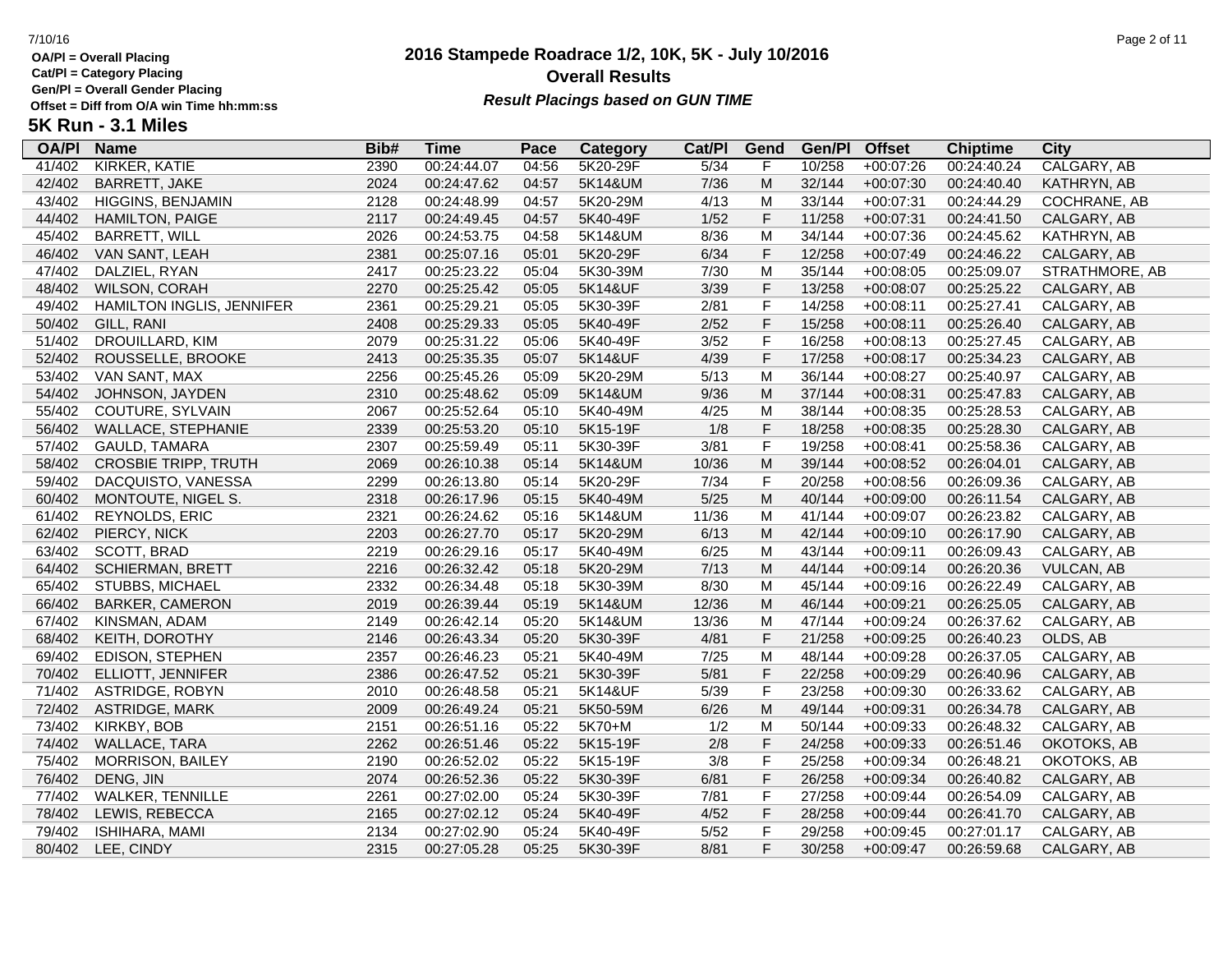OA/Pl = Overall Placing
Cat/Pl = Category Placing
Gen/Pl = Overall Gender Placing
Offset = Diff from O/A win Time hh:mm:ss

# 2016 Stampede Roadrace 1/2, 10K, 5K - July 10/2016

## Overall Results

***Result Placings based on GUN TIME***

### 5K Run - 3.1 Miles

| OA/Pl | Name | Bib# | Time | Pace | Category | Cat/Pl | Gend | Gen/Pl | Offset | Chiptime | City |
|---|---|---|---|---|---|---|---|---|---|---|---|
| 41/402 | KIRKER, KATIE | 2390 | 00:24:44.07 | 04:56 | 5K20-29F | 5/34 | F | 10/258 | +00:07:26 | 00:24:40.24 | CALGARY, AB |
| 42/402 | BARRETT, JAKE | 2024 | 00:24:47.62 | 04:57 | 5K14&UM | 7/36 | M | 32/144 | +00:07:30 | 00:24:40.40 | KATHRYN, AB |
| 43/402 | HIGGINS, BENJAMIN | 2128 | 00:24:48.99 | 04:57 | 5K20-29M | 4/13 | M | 33/144 | +00:07:31 | 00:24:44.29 | COCHRANE, AB |
| 44/402 | HAMILTON, PAIGE | 2117 | 00:24:49.45 | 04:57 | 5K40-49F | 1/52 | F | 11/258 | +00:07:31 | 00:24:41.50 | CALGARY, AB |
| 45/402 | BARRETT, WILL | 2026 | 00:24:53.75 | 04:58 | 5K14&UM | 8/36 | M | 34/144 | +00:07:36 | 00:24:45.62 | KATHRYN, AB |
| 46/402 | VAN SANT, LEAH | 2381 | 00:25:07.16 | 05:01 | 5K20-29F | 6/34 | F | 12/258 | +00:07:49 | 00:24:46.22 | CALGARY, AB |
| 47/402 | DALZIEL, RYAN | 2417 | 00:25:23.22 | 05:04 | 5K30-39M | 7/30 | M | 35/144 | +00:08:05 | 00:25:09.07 | STRATHMORE, AB |
| 48/402 | WILSON, CORAH | 2270 | 00:25:25.42 | 05:05 | 5K14&UF | 3/39 | F | 13/258 | +00:08:07 | 00:25:25.22 | CALGARY, AB |
| 49/402 | HAMILTON INGLIS, JENNIFER | 2361 | 00:25:29.21 | 05:05 | 5K30-39F | 2/81 | F | 14/258 | +00:08:11 | 00:25:27.41 | CALGARY, AB |
| 50/402 | GILL, RANI | 2408 | 00:25:29.33 | 05:05 | 5K40-49F | 2/52 | F | 15/258 | +00:08:11 | 00:25:26.40 | CALGARY, AB |
| 51/402 | DROUILLARD, KIM | 2079 | 00:25:31.22 | 05:06 | 5K40-49F | 3/52 | F | 16/258 | +00:08:13 | 00:25:27.45 | CALGARY, AB |
| 52/402 | ROUSSELLE, BROOKE | 2413 | 00:25:35.35 | 05:07 | 5K14&UF | 4/39 | F | 17/258 | +00:08:17 | 00:25:34.23 | CALGARY, AB |
| 53/402 | VAN SANT, MAX | 2256 | 00:25:45.26 | 05:09 | 5K20-29M | 5/13 | M | 36/144 | +00:08:27 | 00:25:40.97 | CALGARY, AB |
| 54/402 | JOHNSON, JAYDEN | 2310 | 00:25:48.62 | 05:09 | 5K14&UM | 9/36 | M | 37/144 | +00:08:31 | 00:25:47.83 | CALGARY, AB |
| 55/402 | COUTURE, SYLVAIN | 2067 | 00:25:52.64 | 05:10 | 5K40-49M | 4/25 | M | 38/144 | +00:08:35 | 00:25:28.53 | CALGARY, AB |
| 56/402 | WALLACE, STEPHANIE | 2339 | 00:25:53.20 | 05:10 | 5K15-19F | 1/8 | F | 18/258 | +00:08:35 | 00:25:28.30 | CALGARY, AB |
| 57/402 | GAULD, TAMARA | 2307 | 00:25:59.49 | 05:11 | 5K30-39F | 3/81 | F | 19/258 | +00:08:41 | 00:25:58.36 | CALGARY, AB |
| 58/402 | CROSBIE TRIPP, TRUTH | 2069 | 00:26:10.38 | 05:14 | 5K14&UM | 10/36 | M | 39/144 | +00:08:52 | 00:26:04.01 | CALGARY, AB |
| 59/402 | DACQUISTO, VANESSA | 2299 | 00:26:13.80 | 05:14 | 5K20-29F | 7/34 | F | 20/258 | +00:08:56 | 00:26:09.36 | CALGARY, AB |
| 60/402 | MONTOUTE, NIGEL S. | 2318 | 00:26:17.96 | 05:15 | 5K40-49M | 5/25 | M | 40/144 | +00:09:00 | 00:26:11.54 | CALGARY, AB |
| 61/402 | REYNOLDS, ERIC | 2321 | 00:26:24.62 | 05:16 | 5K14&UM | 11/36 | M | 41/144 | +00:09:07 | 00:26:23.82 | CALGARY, AB |
| 62/402 | PIERCY, NICK | 2203 | 00:26:27.70 | 05:17 | 5K20-29M | 6/13 | M | 42/144 | +00:09:10 | 00:26:17.90 | CALGARY, AB |
| 63/402 | SCOTT, BRAD | 2219 | 00:26:29.16 | 05:17 | 5K40-49M | 6/25 | M | 43/144 | +00:09:11 | 00:26:09.43 | CALGARY, AB |
| 64/402 | SCHIERMAN, BRETT | 2216 | 00:26:32.42 | 05:18 | 5K20-29M | 7/13 | M | 44/144 | +00:09:14 | 00:26:20.36 | VULCAN, AB |
| 65/402 | STUBBS, MICHAEL | 2332 | 00:26:34.48 | 05:18 | 5K30-39M | 8/30 | M | 45/144 | +00:09:16 | 00:26:22.49 | CALGARY, AB |
| 66/402 | BARKER, CAMERON | 2019 | 00:26:39.44 | 05:19 | 5K14&UM | 12/36 | M | 46/144 | +00:09:21 | 00:26:25.05 | CALGARY, AB |
| 67/402 | KINSMAN, ADAM | 2149 | 00:26:42.14 | 05:20 | 5K14&UM | 13/36 | M | 47/144 | +00:09:24 | 00:26:37.62 | CALGARY, AB |
| 68/402 | KEITH, DOROTHY | 2146 | 00:26:43.34 | 05:20 | 5K30-39F | 4/81 | F | 21/258 | +00:09:25 | 00:26:40.23 | OLDS, AB |
| 69/402 | EDISON, STEPHEN | 2357 | 00:26:46.23 | 05:21 | 5K40-49M | 7/25 | M | 48/144 | +00:09:28 | 00:26:37.05 | CALGARY, AB |
| 70/402 | ELLIOTT, JENNIFER | 2386 | 00:26:47.52 | 05:21 | 5K30-39F | 5/81 | F | 22/258 | +00:09:29 | 00:26:40.96 | CALGARY, AB |
| 71/402 | ASTRIDGE, ROBYN | 2010 | 00:26:48.58 | 05:21 | 5K14&UF | 5/39 | F | 23/258 | +00:09:30 | 00:26:33.62 | CALGARY, AB |
| 72/402 | ASTRIDGE, MARK | 2009 | 00:26:49.24 | 05:21 | 5K50-59M | 6/26 | M | 49/144 | +00:09:31 | 00:26:34.78 | CALGARY, AB |
| 73/402 | KIRKBY, BOB | 2151 | 00:26:51.16 | 05:22 | 5K70+M | 1/2 | M | 50/144 | +00:09:33 | 00:26:48.32 | CALGARY, AB |
| 74/402 | WALLACE, TARA | 2262 | 00:26:51.46 | 05:22 | 5K15-19F | 2/8 | F | 24/258 | +00:09:33 | 00:26:51.46 | OKOTOKS, AB |
| 75/402 | MORRISON, BAILEY | 2190 | 00:26:52.02 | 05:22 | 5K15-19F | 3/8 | F | 25/258 | +00:09:34 | 00:26:48.21 | OKOTOKS, AB |
| 76/402 | DENG, JIN | 2074 | 00:26:52.36 | 05:22 | 5K30-39F | 6/81 | F | 26/258 | +00:09:34 | 00:26:40.82 | CALGARY, AB |
| 77/402 | WALKER, TENNILLE | 2261 | 00:27:02.00 | 05:24 | 5K30-39F | 7/81 | F | 27/258 | +00:09:44 | 00:26:54.09 | CALGARY, AB |
| 78/402 | LEWIS, REBECCA | 2165 | 00:27:02.12 | 05:24 | 5K40-49F | 4/52 | F | 28/258 | +00:09:44 | 00:26:41.70 | CALGARY, AB |
| 79/402 | ISHIHARA, MAMI | 2134 | 00:27:02.90 | 05:24 | 5K40-49F | 5/52 | F | 29/258 | +00:09:45 | 00:27:01.17 | CALGARY, AB |
| 80/402 | LEE, CINDY | 2315 | 00:27:05.28 | 05:25 | 5K30-39F | 8/81 | F | 30/258 | +00:09:47 | 00:26:59.68 | CALGARY, AB |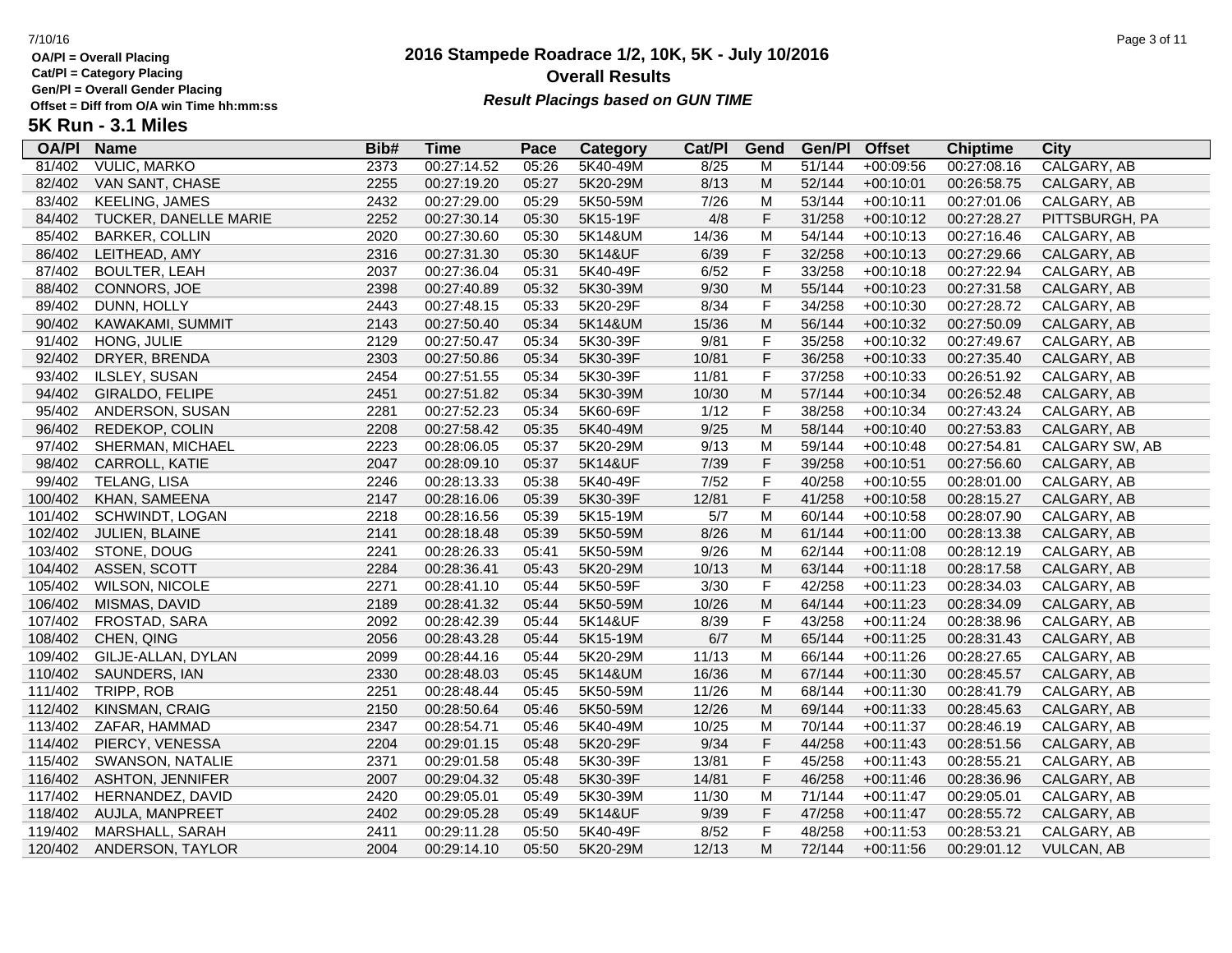OA/Pl = Overall Placing
Cat/Pl = Category Placing
Gen/Pl = Overall Gender Placing
Offset = Diff from O/A win Time hh:mm:ss

# 2016 Stampede Roadrace 1/2, 10K, 5K - July 10/2016

## Overall Results

***Result Placings based on GUN TIME***

### 5K Run - 3.1 Miles

| OA/Pl | Name | Bib# | Time | Pace | Category | Cat/Pl | Gend | Gen/Pl | Offset | Chiptime | City |
|---|---|---|---|---|---|---|---|---|---|---|---|
| 81/402 | VULIC, MARKO | 2373 | 00:27:14.52 | 05:26 | 5K40-49M | 8/25 | M | 51/144 | +00:09:56 | 00:27:08.16 | CALGARY, AB |
| 82/402 | VAN SANT, CHASE | 2255 | 00:27:19.20 | 05:27 | 5K20-29M | 8/13 | M | 52/144 | +00:10:01 | 00:26:58.75 | CALGARY, AB |
| 83/402 | KEELING, JAMES | 2432 | 00:27:29.00 | 05:29 | 5K50-59M | 7/26 | M | 53/144 | +00:10:11 | 00:27:01.06 | CALGARY, AB |
| 84/402 | TUCKER, DANELLE MARIE | 2252 | 00:27:30.14 | 05:30 | 5K15-19F | 4/8 | F | 31/258 | +00:10:12 | 00:27:28.27 | PITTSBURGH, PA |
| 85/402 | BARKER, COLLIN | 2020 | 00:27:30.60 | 05:30 | 5K14&UM | 14/36 | M | 54/144 | +00:10:13 | 00:27:16.46 | CALGARY, AB |
| 86/402 | LEITHEAD, AMY | 2316 | 00:27:31.30 | 05:30 | 5K14&UF | 6/39 | F | 32/258 | +00:10:13 | 00:27:29.66 | CALGARY, AB |
| 87/402 | BOULTER, LEAH | 2037 | 00:27:36.04 | 05:31 | 5K40-49F | 6/52 | F | 33/258 | +00:10:18 | 00:27:22.94 | CALGARY, AB |
| 88/402 | CONNORS, JOE | 2398 | 00:27:40.89 | 05:32 | 5K30-39M | 9/30 | M | 55/144 | +00:10:23 | 00:27:31.58 | CALGARY, AB |
| 89/402 | DUNN, HOLLY | 2443 | 00:27:48.15 | 05:33 | 5K20-29F | 8/34 | F | 34/258 | +00:10:30 | 00:27:28.72 | CALGARY, AB |
| 90/402 | KAWAKAMI, SUMMIT | 2143 | 00:27:50.40 | 05:34 | 5K14&UM | 15/36 | M | 56/144 | +00:10:32 | 00:27:50.09 | CALGARY, AB |
| 91/402 | HONG, JULIE | 2129 | 00:27:50.47 | 05:34 | 5K30-39F | 9/81 | F | 35/258 | +00:10:32 | 00:27:49.67 | CALGARY, AB |
| 92/402 | DRYER, BRENDA | 2303 | 00:27:50.86 | 05:34 | 5K30-39F | 10/81 | F | 36/258 | +00:10:33 | 00:27:35.40 | CALGARY, AB |
| 93/402 | ILSLEY, SUSAN | 2454 | 00:27:51.55 | 05:34 | 5K30-39F | 11/81 | F | 37/258 | +00:10:33 | 00:26:51.92 | CALGARY, AB |
| 94/402 | GIRALDO, FELIPE | 2451 | 00:27:51.82 | 05:34 | 5K30-39M | 10/30 | M | 57/144 | +00:10:34 | 00:26:52.48 | CALGARY, AB |
| 95/402 | ANDERSON, SUSAN | 2281 | 00:27:52.23 | 05:34 | 5K60-69F | 1/12 | F | 38/258 | +00:10:34 | 00:27:43.24 | CALGARY, AB |
| 96/402 | REDEKOP, COLIN | 2208 | 00:27:58.42 | 05:35 | 5K40-49M | 9/25 | M | 58/144 | +00:10:40 | 00:27:53.83 | CALGARY, AB |
| 97/402 | SHERMAN, MICHAEL | 2223 | 00:28:06.05 | 05:37 | 5K20-29M | 9/13 | M | 59/144 | +00:10:48 | 00:27:54.81 | CALGARY SW, AB |
| 98/402 | CARROLL, KATIE | 2047 | 00:28:09.10 | 05:37 | 5K14&UF | 7/39 | F | 39/258 | +00:10:51 | 00:27:56.60 | CALGARY, AB |
| 99/402 | TELANG, LISA | 2246 | 00:28:13.33 | 05:38 | 5K40-49F | 7/52 | F | 40/258 | +00:10:55 | 00:28:01.00 | CALGARY, AB |
| 100/402 | KHAN, SAMEENA | 2147 | 00:28:16.06 | 05:39 | 5K30-39F | 12/81 | F | 41/258 | +00:10:58 | 00:28:15.27 | CALGARY, AB |
| 101/402 | SCHWINDT, LOGAN | 2218 | 00:28:16.56 | 05:39 | 5K15-19M | 5/7 | M | 60/144 | +00:10:58 | 00:28:07.90 | CALGARY, AB |
| 102/402 | JULIEN, BLAINE | 2141 | 00:28:18.48 | 05:39 | 5K50-59M | 8/26 | M | 61/144 | +00:11:00 | 00:28:13.38 | CALGARY, AB |
| 103/402 | STONE, DOUG | 2241 | 00:28:26.33 | 05:41 | 5K50-59M | 9/26 | M | 62/144 | +00:11:08 | 00:28:12.19 | CALGARY, AB |
| 104/402 | ASSEN, SCOTT | 2284 | 00:28:36.41 | 05:43 | 5K20-29M | 10/13 | M | 63/144 | +00:11:18 | 00:28:17.58 | CALGARY, AB |
| 105/402 | WILSON, NICOLE | 2271 | 00:28:41.10 | 05:44 | 5K50-59F | 3/30 | F | 42/258 | +00:11:23 | 00:28:34.03 | CALGARY, AB |
| 106/402 | MISMAS, DAVID | 2189 | 00:28:41.32 | 05:44 | 5K50-59M | 10/26 | M | 64/144 | +00:11:23 | 00:28:34.09 | CALGARY, AB |
| 107/402 | FROSTAD, SARA | 2092 | 00:28:42.39 | 05:44 | 5K14&UF | 8/39 | F | 43/258 | +00:11:24 | 00:28:38.96 | CALGARY, AB |
| 108/402 | CHEN, QING | 2056 | 00:28:43.28 | 05:44 | 5K15-19M | 6/7 | M | 65/144 | +00:11:25 | 00:28:31.43 | CALGARY, AB |
| 109/402 | GILJE-ALLAN, DYLAN | 2099 | 00:28:44.16 | 05:44 | 5K20-29M | 11/13 | M | 66/144 | +00:11:26 | 00:28:27.65 | CALGARY, AB |
| 110/402 | SAUNDERS, IAN | 2330 | 00:28:48.03 | 05:45 | 5K14&UM | 16/36 | M | 67/144 | +00:11:30 | 00:28:45.57 | CALGARY, AB |
| 111/402 | TRIPP, ROB | 2251 | 00:28:48.44 | 05:45 | 5K50-59M | 11/26 | M | 68/144 | +00:11:30 | 00:28:41.79 | CALGARY, AB |
| 112/402 | KINSMAN, CRAIG | 2150 | 00:28:50.64 | 05:46 | 5K50-59M | 12/26 | M | 69/144 | +00:11:33 | 00:28:45.63 | CALGARY, AB |
| 113/402 | ZAFAR, HAMMAD | 2347 | 00:28:54.71 | 05:46 | 5K40-49M | 10/25 | M | 70/144 | +00:11:37 | 00:28:46.19 | CALGARY, AB |
| 114/402 | PIERCY, VENESSA | 2204 | 00:29:01.15 | 05:48 | 5K20-29F | 9/34 | F | 44/258 | +00:11:43 | 00:28:51.56 | CALGARY, AB |
| 115/402 | SWANSON, NATALIE | 2371 | 00:29:01.58 | 05:48 | 5K30-39F | 13/81 | F | 45/258 | +00:11:43 | 00:28:55.21 | CALGARY, AB |
| 116/402 | ASHTON, JENNIFER | 2007 | 00:29:04.32 | 05:48 | 5K30-39F | 14/81 | F | 46/258 | +00:11:46 | 00:28:36.96 | CALGARY, AB |
| 117/402 | HERNANDEZ, DAVID | 2420 | 00:29:05.01 | 05:49 | 5K30-39M | 11/30 | M | 71/144 | +00:11:47 | 00:29:05.01 | CALGARY, AB |
| 118/402 | AUJLA, MANPREET | 2402 | 00:29:05.28 | 05:49 | 5K14&UF | 9/39 | F | 47/258 | +00:11:47 | 00:28:55.72 | CALGARY, AB |
| 119/402 | MARSHALL, SARAH | 2411 | 00:29:11.28 | 05:50 | 5K40-49F | 8/52 | F | 48/258 | +00:11:53 | 00:28:53.21 | CALGARY, AB |
| 120/402 | ANDERSON, TAYLOR | 2004 | 00:29:14.10 | 05:50 | 5K20-29M | 12/13 | M | 72/144 | +00:11:56 | 00:29:01.12 | VULCAN, AB |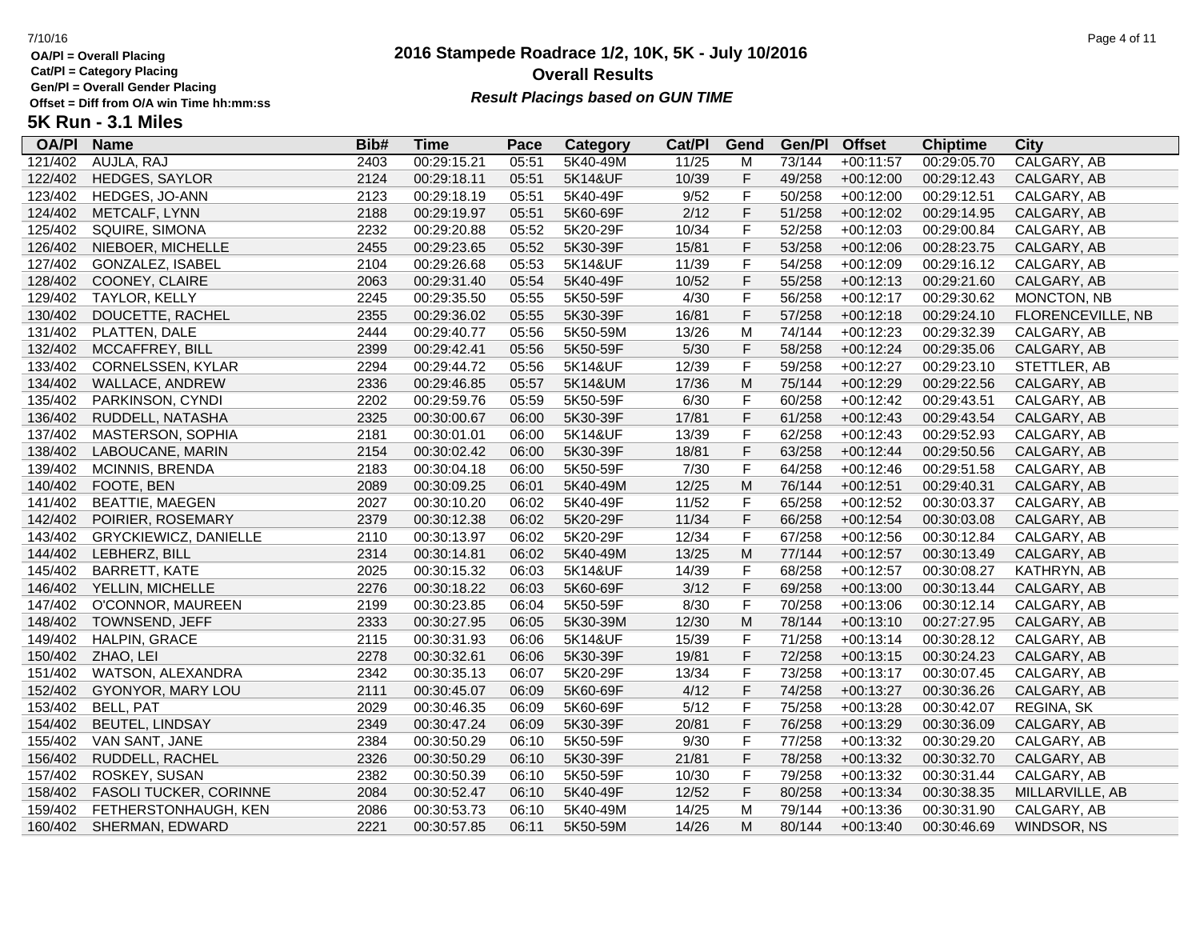OA/Pl = Overall Placing
Cat/Pl = Category Placing
Gen/Pl = Overall Gender Placing
Offset = Diff from O/A win Time hh:mm:ss

# 2016 Stampede Roadrace 1/2, 10K, 5K - July 10/2016

## Overall Results

***Result Placings based on GUN TIME***

### 5K Run - 3.1 Miles

| OA/Pl | Name | Bib# | Time | Pace | Category | Cat/Pl | Gend | Gen/Pl | Offset | Chiptime | City |
|---|---|---|---|---|---|---|---|---|---|---|---|
| 121/402 | AUJLA, RAJ | 2403 | 00:29:15.21 | 05:51 | 5K40-49M | 11/25 | M | 73/144 | +00:11:57 | 00:29:05.70 | CALGARY, AB |
| 122/402 | HEDGES, SAYLOR | 2124 | 00:29:18.11 | 05:51 | 5K14&UF | 10/39 | F | 49/258 | +00:12:00 | 00:29:12.43 | CALGARY, AB |
| 123/402 | HEDGES, JO-ANN | 2123 | 00:29:18.19 | 05:51 | 5K40-49F | 9/52 | F | 50/258 | +00:12:00 | 00:29:12.51 | CALGARY, AB |
| 124/402 | METCALF, LYNN | 2188 | 00:29:19.97 | 05:51 | 5K60-69F | 2/12 | F | 51/258 | +00:12:02 | 00:29:14.95 | CALGARY, AB |
| 125/402 | SQUIRE, SIMONA | 2232 | 00:29:20.88 | 05:52 | 5K20-29F | 10/34 | F | 52/258 | +00:12:03 | 00:29:00.84 | CALGARY, AB |
| 126/402 | NIEBOER, MICHELLE | 2455 | 00:29:23.65 | 05:52 | 5K30-39F | 15/81 | F | 53/258 | +00:12:06 | 00:28:23.75 | CALGARY, AB |
| 127/402 | GONZALEZ, ISABEL | 2104 | 00:29:26.68 | 05:53 | 5K14&UF | 11/39 | F | 54/258 | +00:12:09 | 00:29:16.12 | CALGARY, AB |
| 128/402 | COONEY, CLAIRE | 2063 | 00:29:31.40 | 05:54 | 5K40-49F | 10/52 | F | 55/258 | +00:12:13 | 00:29:21.60 | CALGARY, AB |
| 129/402 | TAYLOR, KELLY | 2245 | 00:29:35.50 | 05:55 | 5K50-59F | 4/30 | F | 56/258 | +00:12:17 | 00:29:30.62 | MONCTON, NB |
| 130/402 | DOUCETTE, RACHEL | 2355 | 00:29:36.02 | 05:55 | 5K30-39F | 16/81 | F | 57/258 | +00:12:18 | 00:29:24.10 | FLORENCEVILLE, NB |
| 131/402 | PLATTEN, DALE | 2444 | 00:29:40.77 | 05:56 | 5K50-59M | 13/26 | M | 74/144 | +00:12:23 | 00:29:32.39 | CALGARY, AB |
| 132/402 | MCCAFFREY, BILL | 2399 | 00:29:42.41 | 05:56 | 5K50-59F | 5/30 | F | 58/258 | +00:12:24 | 00:29:35.06 | CALGARY, AB |
| 133/402 | CORNELSSEN, KYLAR | 2294 | 00:29:44.72 | 05:56 | 5K14&UF | 12/39 | F | 59/258 | +00:12:27 | 00:29:23.10 | STETTLER, AB |
| 134/402 | WALLACE, ANDREW | 2336 | 00:29:46.85 | 05:57 | 5K14&UM | 17/36 | M | 75/144 | +00:12:29 | 00:29:22.56 | CALGARY, AB |
| 135/402 | PARKINSON, CYNDI | 2202 | 00:29:59.76 | 05:59 | 5K50-59F | 6/30 | F | 60/258 | +00:12:42 | 00:29:43.51 | CALGARY, AB |
| 136/402 | RUDDELL, NATASHA | 2325 | 00:30:00.67 | 06:00 | 5K30-39F | 17/81 | F | 61/258 | +00:12:43 | 00:29:43.54 | CALGARY, AB |
| 137/402 | MASTERSON, SOPHIA | 2181 | 00:30:01.01 | 06:00 | 5K14&UF | 13/39 | F | 62/258 | +00:12:43 | 00:29:52.93 | CALGARY, AB |
| 138/402 | LABOUCANE, MARIN | 2154 | 00:30:02.42 | 06:00 | 5K30-39F | 18/81 | F | 63/258 | +00:12:44 | 00:29:50.56 | CALGARY, AB |
| 139/402 | MCINNIS, BRENDA | 2183 | 00:30:04.18 | 06:00 | 5K50-59F | 7/30 | F | 64/258 | +00:12:46 | 00:29:51.58 | CALGARY, AB |
| 140/402 | FOOTE, BEN | 2089 | 00:30:09.25 | 06:01 | 5K40-49M | 12/25 | M | 76/144 | +00:12:51 | 00:29:40.31 | CALGARY, AB |
| 141/402 | BEATTIE, MAEGEN | 2027 | 00:30:10.20 | 06:02 | 5K40-49F | 11/52 | F | 65/258 | +00:12:52 | 00:30:03.37 | CALGARY, AB |
| 142/402 | POIRIER, ROSEMARY | 2379 | 00:30:12.38 | 06:02 | 5K20-29F | 11/34 | F | 66/258 | +00:12:54 | 00:30:03.08 | CALGARY, AB |
| 143/402 | GRYCKIEWICZ, DANIELLE | 2110 | 00:30:13.97 | 06:02 | 5K20-29F | 12/34 | F | 67/258 | +00:12:56 | 00:30:12.84 | CALGARY, AB |
| 144/402 | LEBHERZ, BILL | 2314 | 00:30:14.81 | 06:02 | 5K40-49M | 13/25 | M | 77/144 | +00:12:57 | 00:30:13.49 | CALGARY, AB |
| 145/402 | BARRETT, KATE | 2025 | 00:30:15.32 | 06:03 | 5K14&UF | 14/39 | F | 68/258 | +00:12:57 | 00:30:08.27 | KATHRYN, AB |
| 146/402 | YELLIN, MICHELLE | 2276 | 00:30:18.22 | 06:03 | 5K60-69F | 3/12 | F | 69/258 | +00:13:00 | 00:30:13.44 | CALGARY, AB |
| 147/402 | O'CONNOR, MAUREEN | 2199 | 00:30:23.85 | 06:04 | 5K50-59F | 8/30 | F | 70/258 | +00:13:06 | 00:30:12.14 | CALGARY, AB |
| 148/402 | TOWNSEND, JEFF | 2333 | 00:30:27.95 | 06:05 | 5K30-39M | 12/30 | M | 78/144 | +00:13:10 | 00:27:27.95 | CALGARY, AB |
| 149/402 | HALPIN, GRACE | 2115 | 00:30:31.93 | 06:06 | 5K14&UF | 15/39 | F | 71/258 | +00:13:14 | 00:30:28.12 | CALGARY, AB |
| 150/402 | ZHAO, LEI | 2278 | 00:30:32.61 | 06:06 | 5K30-39F | 19/81 | F | 72/258 | +00:13:15 | 00:30:24.23 | CALGARY, AB |
| 151/402 | WATSON, ALEXANDRA | 2342 | 00:30:35.13 | 06:07 | 5K20-29F | 13/34 | F | 73/258 | +00:13:17 | 00:30:07.45 | CALGARY, AB |
| 152/402 | GYONYOR, MARY LOU | 2111 | 00:30:45.07 | 06:09 | 5K60-69F | 4/12 | F | 74/258 | +00:13:27 | 00:30:36.26 | CALGARY, AB |
| 153/402 | BELL, PAT | 2029 | 00:30:46.35 | 06:09 | 5K60-69F | 5/12 | F | 75/258 | +00:13:28 | 00:30:42.07 | REGINA, SK |
| 154/402 | BEUTEL, LINDSAY | 2349 | 00:30:47.24 | 06:09 | 5K30-39F | 20/81 | F | 76/258 | +00:13:29 | 00:30:36.09 | CALGARY, AB |
| 155/402 | VAN SANT, JANE | 2384 | 00:30:50.29 | 06:10 | 5K50-59F | 9/30 | F | 77/258 | +00:13:32 | 00:30:29.20 | CALGARY, AB |
| 156/402 | RUDDELL, RACHEL | 2326 | 00:30:50.29 | 06:10 | 5K30-39F | 21/81 | F | 78/258 | +00:13:32 | 00:30:32.70 | CALGARY, AB |
| 157/402 | ROSKEY, SUSAN | 2382 | 00:30:50.39 | 06:10 | 5K50-59F | 10/30 | F | 79/258 | +00:13:32 | 00:30:31.44 | CALGARY, AB |
| 158/402 | FASOLI TUCKER, CORINNE | 2084 | 00:30:52.47 | 06:10 | 5K40-49F | 12/52 | F | 80/258 | +00:13:34 | 00:30:38.35 | MILLARVILLE, AB |
| 159/402 | FETHERSTONHAUGH, KEN | 2086 | 00:30:53.73 | 06:10 | 5K40-49M | 14/25 | M | 79/144 | +00:13:36 | 00:30:31.90 | CALGARY, AB |
| 160/402 | SHERMAN, EDWARD | 2221 | 00:30:57.85 | 06:11 | 5K50-59M | 14/26 | M | 80/144 | +00:13:40 | 00:30:46.69 | WINDSOR, NS |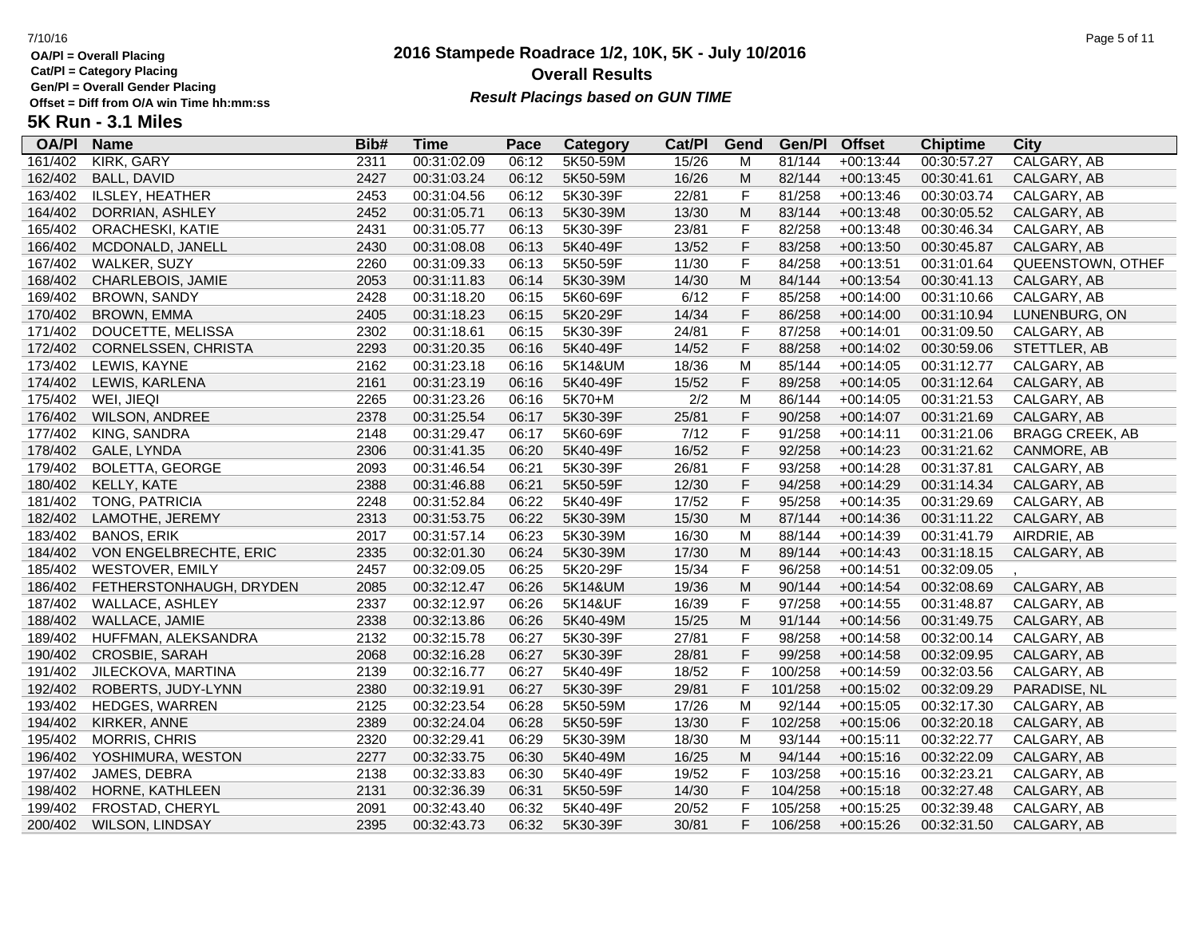OA/Pl = Overall Placing
Cat/Pl = Category Placing
Gen/Pl = Overall Gender Placing
Offset = Diff from O/A win Time hh:mm:ss

# 2016 Stampede Roadrace 1/2, 10K, 5K - July 10/2016

## Overall Results

*Result Placings based on GUN TIME*

## 5K Run - 3.1 Miles

| OA/Pl | Name | Bib# | Time | Pace | Category | Cat/Pl | Gend | Gen/Pl | Offset | Chiptime | City |
|---|---|---|---|---|---|---|---|---|---|---|---|
| 161/402 | KIRK, GARY | 2311 | 00:31:02.09 | 06:12 | 5K50-59M | 15/26 | M | 81/144 | +00:13:44 | 00:30:57.27 | CALGARY, AB |
| 162/402 | BALL, DAVID | 2427 | 00:31:03.24 | 06:12 | 5K50-59M | 16/26 | M | 82/144 | +00:13:45 | 00:30:41.61 | CALGARY, AB |
| 163/402 | ILSLEY, HEATHER | 2453 | 00:31:04.56 | 06:12 | 5K30-39F | 22/81 | F | 81/258 | +00:13:46 | 00:30:03.74 | CALGARY, AB |
| 164/402 | DORRIAN, ASHLEY | 2452 | 00:31:05.71 | 06:13 | 5K30-39M | 13/30 | M | 83/144 | +00:13:48 | 00:30:05.52 | CALGARY, AB |
| 165/402 | ORACHESKI, KATIE | 2431 | 00:31:05.77 | 06:13 | 5K30-39F | 23/81 | F | 82/258 | +00:13:48 | 00:30:46.34 | CALGARY, AB |
| 166/402 | MCDONALD, JANELL | 2430 | 00:31:08.08 | 06:13 | 5K40-49F | 13/52 | F | 83/258 | +00:13:50 | 00:30:45.87 | CALGARY, AB |
| 167/402 | WALKER, SUZY | 2260 | 00:31:09.33 | 06:13 | 5K50-59F | 11/30 | F | 84/258 | +00:13:51 | 00:31:01.64 | QUEENSTOWN, OTHEF |
| 168/402 | CHARLEBOIS, JAMIE | 2053 | 00:31:11.83 | 06:14 | 5K30-39M | 14/30 | M | 84/144 | +00:13:54 | 00:30:41.13 | CALGARY, AB |
| 169/402 | BROWN, SANDY | 2428 | 00:31:18.20 | 06:15 | 5K60-69F | 6/12 | F | 85/258 | +00:14:00 | 00:31:10.66 | CALGARY, AB |
| 170/402 | BROWN, EMMA | 2405 | 00:31:18.23 | 06:15 | 5K20-29F | 14/34 | F | 86/258 | +00:14:00 | 00:31:10.94 | LUNENBURG, ON |
| 171/402 | DOUCETTE, MELISSA | 2302 | 00:31:18.61 | 06:15 | 5K30-39F | 24/81 | F | 87/258 | +00:14:01 | 00:31:09.50 | CALGARY, AB |
| 172/402 | CORNELSSEN, CHRISTA | 2293 | 00:31:20.35 | 06:16 | 5K40-49F | 14/52 | F | 88/258 | +00:14:02 | 00:30:59.06 | STETTLER, AB |
| 173/402 | LEWIS, KAYNE | 2162 | 00:31:23.18 | 06:16 | 5K14&UM | 18/36 | M | 85/144 | +00:14:05 | 00:31:12.77 | CALGARY, AB |
| 174/402 | LEWIS, KARLENA | 2161 | 00:31:23.19 | 06:16 | 5K40-49F | 15/52 | F | 89/258 | +00:14:05 | 00:31:12.64 | CALGARY, AB |
| 175/402 | WEI, JIEQI | 2265 | 00:31:23.26 | 06:16 | 5K70+M | 2/2 | M | 86/144 | +00:14:05 | 00:31:21.53 | CALGARY, AB |
| 176/402 | WILSON, ANDREE | 2378 | 00:31:25.54 | 06:17 | 5K30-39F | 25/81 | F | 90/258 | +00:14:07 | 00:31:21.69 | CALGARY, AB |
| 177/402 | KING, SANDRA | 2148 | 00:31:29.47 | 06:17 | 5K60-69F | 7/12 | F | 91/258 | +00:14:11 | 00:31:21.06 | BRAGG CREEK, AB |
| 178/402 | GALE, LYNDA | 2306 | 00:31:41.35 | 06:20 | 5K40-49F | 16/52 | F | 92/258 | +00:14:23 | 00:31:21.62 | CANMORE, AB |
| 179/402 | BOLETTA, GEORGE | 2093 | 00:31:46.54 | 06:21 | 5K30-39F | 26/81 | F | 93/258 | +00:14:28 | 00:31:37.81 | CALGARY, AB |
| 180/402 | KELLY, KATE | 2388 | 00:31:46.88 | 06:21 | 5K50-59F | 12/30 | F | 94/258 | +00:14:29 | 00:31:14.34 | CALGARY, AB |
| 181/402 | TONG, PATRICIA | 2248 | 00:31:52.84 | 06:22 | 5K40-49F | 17/52 | F | 95/258 | +00:14:35 | 00:31:29.69 | CALGARY, AB |
| 182/402 | LAMOTHE, JEREMY | 2313 | 00:31:53.75 | 06:22 | 5K30-39M | 15/30 | M | 87/144 | +00:14:36 | 00:31:11.22 | CALGARY, AB |
| 183/402 | BANOS, ERIK | 2017 | 00:31:57.14 | 06:23 | 5K30-39M | 16/30 | M | 88/144 | +00:14:39 | 00:31:41.79 | AIRDRIE, AB |
| 184/402 | VON ENGELBRECHTE, ERIC | 2335 | 00:32:01.30 | 06:24 | 5K30-39M | 17/30 | M | 89/144 | +00:14:43 | 00:31:18.15 | CALGARY, AB |
| 185/402 | WESTOVER, EMILY | 2457 | 00:32:09.05 | 06:25 | 5K20-29F | 15/34 | F | 96/258 | +00:14:51 | 00:32:09.05 | , |
| 186/402 | FETHERSTONHAUGH, DRYDEN | 2085 | 00:32:12.47 | 06:26 | 5K14&UM | 19/36 | M | 90/144 | +00:14:54 | 00:32:08.69 | CALGARY, AB |
| 187/402 | WALLACE, ASHLEY | 2337 | 00:32:12.97 | 06:26 | 5K14&UF | 16/39 | F | 97/258 | +00:14:55 | 00:31:48.87 | CALGARY, AB |
| 188/402 | WALLACE, JAMIE | 2338 | 00:32:13.86 | 06:26 | 5K40-49M | 15/25 | M | 91/144 | +00:14:56 | 00:31:49.75 | CALGARY, AB |
| 189/402 | HUFFMAN, ALEKSANDRA | 2132 | 00:32:15.78 | 06:27 | 5K30-39F | 27/81 | F | 98/258 | +00:14:58 | 00:32:00.14 | CALGARY, AB |
| 190/402 | CROSBIE, SARAH | 2068 | 00:32:16.28 | 06:27 | 5K30-39F | 28/81 | F | 99/258 | +00:14:58 | 00:32:09.95 | CALGARY, AB |
| 191/402 | JILECKOVA, MARTINA | 2139 | 00:32:16.77 | 06:27 | 5K40-49F | 18/52 | F | 100/258 | +00:14:59 | 00:32:03.56 | CALGARY, AB |
| 192/402 | ROBERTS, JUDY-LYNN | 2380 | 00:32:19.91 | 06:27 | 5K30-39F | 29/81 | F | 101/258 | +00:15:02 | 00:32:09.29 | PARADISE, NL |
| 193/402 | HEDGES, WARREN | 2125 | 00:32:23.54 | 06:28 | 5K50-59M | 17/26 | M | 92/144 | +00:15:05 | 00:32:17.30 | CALGARY, AB |
| 194/402 | KIRKER, ANNE | 2389 | 00:32:24.04 | 06:28 | 5K50-59F | 13/30 | F | 102/258 | +00:15:06 | 00:32:20.18 | CALGARY, AB |
| 195/402 | MORRIS, CHRIS | 2320 | 00:32:29.41 | 06:29 | 5K30-39M | 18/30 | M | 93/144 | +00:15:11 | 00:32:22.77 | CALGARY, AB |
| 196/402 | YOSHIMURA, WESTON | 2277 | 00:32:33.75 | 06:30 | 5K40-49M | 16/25 | M | 94/144 | +00:15:16 | 00:32:22.09 | CALGARY, AB |
| 197/402 | JAMES, DEBRA | 2138 | 00:32:33.83 | 06:30 | 5K40-49F | 19/52 | F | 103/258 | +00:15:16 | 00:32:23.21 | CALGARY, AB |
| 198/402 | HORNE, KATHLEEN | 2131 | 00:32:36.39 | 06:31 | 5K50-59F | 14/30 | F | 104/258 | +00:15:18 | 00:32:27.48 | CALGARY, AB |
| 199/402 | FROSTAD, CHERYL | 2091 | 00:32:43.40 | 06:32 | 5K40-49F | 20/52 | F | 105/258 | +00:15:25 | 00:32:39.48 | CALGARY, AB |
| 200/402 | WILSON, LINDSAY | 2395 | 00:32:43.73 | 06:32 | 5K30-39F | 30/81 | F | 106/258 | +00:15:26 | 00:32:31.50 | CALGARY, AB |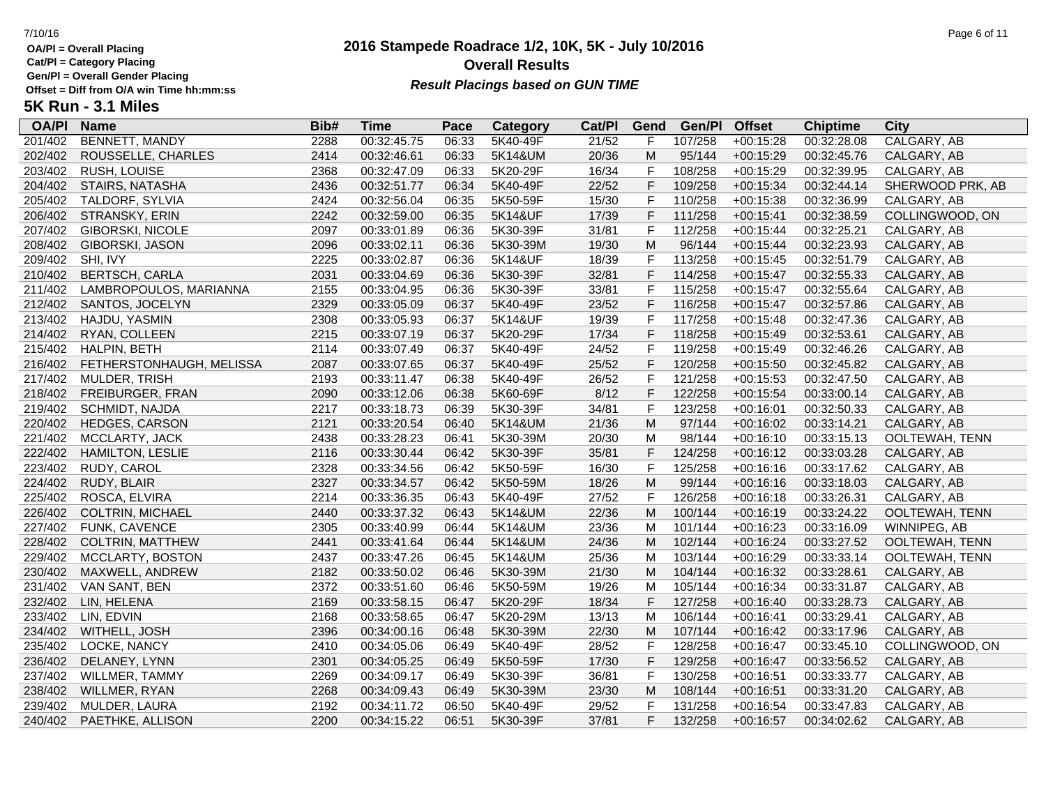OA/Pl = Overall Placing
Cat/Pl = Category Placing
Gen/Pl = Overall Gender Placing
Offset = Diff from O/A win Time hh:mm:ss

# 2016 Stampede Roadrace 1/2, 10K, 5K - July 10/2016

## Overall Results

***Result Placings based on GUN TIME***

### 5K Run - 3.1 Miles

| OA/Pl | Name | Bib# | Time | Pace | Category | Cat/Pl | Gend | Gen/Pl | Offset | Chiptime | City |
|---|---|---|---|---|---|---|---|---|---|---|---|
| 201/402 | BENNETT, MANDY | 2288 | 00:32:45.75 | 06:33 | 5K40-49F | 21/52 | F | 107/258 | +00:15:28 | 00:32:28.08 | CALGARY, AB |
| 202/402 | ROUSSELLE, CHARLES | 2414 | 00:32:46.61 | 06:33 | 5K14&UM | 20/36 | M | 95/144 | +00:15:29 | 00:32:45.76 | CALGARY, AB |
| 203/402 | RUSH, LOUISE | 2368 | 00:32:47.09 | 06:33 | 5K20-29F | 16/34 | F | 108/258 | +00:15:29 | 00:32:39.95 | CALGARY, AB |
| 204/402 | STAIRS, NATASHA | 2436 | 00:32:51.77 | 06:34 | 5K40-49F | 22/52 | F | 109/258 | +00:15:34 | 00:32:44.14 | SHERWOOD PRK, AB |
| 205/402 | TALDORF, SYLVIA | 2424 | 00:32:56.04 | 06:35 | 5K50-59F | 15/30 | F | 110/258 | +00:15:38 | 00:32:36.99 | CALGARY, AB |
| 206/402 | STRANSKY, ERIN | 2242 | 00:32:59.00 | 06:35 | 5K14&UF | 17/39 | F | 111/258 | +00:15:41 | 00:32:38.59 | COLLINGWOOD, ON |
| 207/402 | GIBORSKI, NICOLE | 2097 | 00:33:01.89 | 06:36 | 5K30-39F | 31/81 | F | 112/258 | +00:15:44 | 00:32:25.21 | CALGARY, AB |
| 208/402 | GIBORSKI, JASON | 2096 | 00:33:02.11 | 06:36 | 5K30-39M | 19/30 | M | 96/144 | +00:15:44 | 00:32:23.93 | CALGARY, AB |
| 209/402 | SHI, IVY | 2225 | 00:33:02.87 | 06:36 | 5K14&UF | 18/39 | F | 113/258 | +00:15:45 | 00:32:51.79 | CALGARY, AB |
| 210/402 | BERTSCH, CARLA | 2031 | 00:33:04.69 | 06:36 | 5K30-39F | 32/81 | F | 114/258 | +00:15:47 | 00:32:55.33 | CALGARY, AB |
| 211/402 | LAMBROPOULOS, MARIANNA | 2155 | 00:33:04.95 | 06:36 | 5K30-39F | 33/81 | F | 115/258 | +00:15:47 | 00:32:55.64 | CALGARY, AB |
| 212/402 | SANTOS, JOCELYN | 2329 | 00:33:05.09 | 06:37 | 5K40-49F | 23/52 | F | 116/258 | +00:15:47 | 00:32:57.86 | CALGARY, AB |
| 213/402 | HAJDU, YASMIN | 2308 | 00:33:05.93 | 06:37 | 5K14&UF | 19/39 | F | 117/258 | +00:15:48 | 00:32:47.36 | CALGARY, AB |
| 214/402 | RYAN, COLLEEN | 2215 | 00:33:07.19 | 06:37 | 5K20-29F | 17/34 | F | 118/258 | +00:15:49 | 00:32:53.61 | CALGARY, AB |
| 215/402 | HALPIN, BETH | 2114 | 00:33:07.49 | 06:37 | 5K40-49F | 24/52 | F | 119/258 | +00:15:49 | 00:32:46.26 | CALGARY, AB |
| 216/402 | FETHERSTONHAUGH, MELISSA | 2087 | 00:33:07.65 | 06:37 | 5K40-49F | 25/52 | F | 120/258 | +00:15:50 | 00:32:45.82 | CALGARY, AB |
| 217/402 | MULDER, TRISH | 2193 | 00:33:11.47 | 06:38 | 5K40-49F | 26/52 | F | 121/258 | +00:15:53 | 00:32:47.50 | CALGARY, AB |
| 218/402 | FREIBURGER, FRAN | 2090 | 00:33:12.06 | 06:38 | 5K60-69F | 8/12 | F | 122/258 | +00:15:54 | 00:33:00.14 | CALGARY, AB |
| 219/402 | SCHMIDT, NAJDA | 2217 | 00:33:18.73 | 06:39 | 5K30-39F | 34/81 | F | 123/258 | +00:16:01 | 00:32:50.33 | CALGARY, AB |
| 220/402 | HEDGES, CARSON | 2121 | 00:33:20.54 | 06:40 | 5K14&UM | 21/36 | M | 97/144 | +00:16:02 | 00:33:14.21 | CALGARY, AB |
| 221/402 | MCCLARTY, JACK | 2438 | 00:33:28.23 | 06:41 | 5K30-39M | 20/30 | M | 98/144 | +00:16:10 | 00:33:15.13 | OOLTEWAH, TENN |
| 222/402 | HAMILTON, LESLIE | 2116 | 00:33:30.44 | 06:42 | 5K30-39F | 35/81 | F | 124/258 | +00:16:12 | 00:33:03.28 | CALGARY, AB |
| 223/402 | RUDY, CAROL | 2328 | 00:33:34.56 | 06:42 | 5K50-59F | 16/30 | F | 125/258 | +00:16:16 | 00:33:17.62 | CALGARY, AB |
| 224/402 | RUDY, BLAIR | 2327 | 00:33:34.57 | 06:42 | 5K50-59M | 18/26 | M | 99/144 | +00:16:16 | 00:33:18.03 | CALGARY, AB |
| 225/402 | ROSCA, ELVIRA | 2214 | 00:33:36.35 | 06:43 | 5K40-49F | 27/52 | F | 126/258 | +00:16:18 | 00:33:26.31 | CALGARY, AB |
| 226/402 | COLTRIN, MICHAEL | 2440 | 00:33:37.32 | 06:43 | 5K14&UM | 22/36 | M | 100/144 | +00:16:19 | 00:33:24.22 | OOLTEWAH, TENN |
| 227/402 | FUNK, CAVENCE | 2305 | 00:33:40.99 | 06:44 | 5K14&UM | 23/36 | M | 101/144 | +00:16:23 | 00:33:16.09 | WINNIPEG, AB |
| 228/402 | COLTRIN, MATTHEW | 2441 | 00:33:41.64 | 06:44 | 5K14&UM | 24/36 | M | 102/144 | +00:16:24 | 00:33:27.52 | OOLTEWAH, TENN |
| 229/402 | MCCLARTY, BOSTON | 2437 | 00:33:47.26 | 06:45 | 5K14&UM | 25/36 | M | 103/144 | +00:16:29 | 00:33:33.14 | OOLTEWAH, TENN |
| 230/402 | MAXWELL, ANDREW | 2182 | 00:33:50.02 | 06:46 | 5K30-39M | 21/30 | M | 104/144 | +00:16:32 | 00:33:28.61 | CALGARY, AB |
| 231/402 | VAN SANT, BEN | 2372 | 00:33:51.60 | 06:46 | 5K50-59M | 19/26 | M | 105/144 | +00:16:34 | 00:33:31.87 | CALGARY, AB |
| 232/402 | LIN, HELENA | 2169 | 00:33:58.15 | 06:47 | 5K20-29F | 18/34 | F | 127/258 | +00:16:40 | 00:33:28.73 | CALGARY, AB |
| 233/402 | LIN, EDVIN | 2168 | 00:33:58.65 | 06:47 | 5K20-29M | 13/13 | M | 106/144 | +00:16:41 | 00:33:29.41 | CALGARY, AB |
| 234/402 | WITHELL, JOSH | 2396 | 00:34:00.16 | 06:48 | 5K30-39M | 22/30 | M | 107/144 | +00:16:42 | 00:33:17.96 | CALGARY, AB |
| 235/402 | LOCKE, NANCY | 2410 | 00:34:05.06 | 06:49 | 5K40-49F | 28/52 | F | 128/258 | +00:16:47 | 00:33:45.10 | COLLINGWOOD, ON |
| 236/402 | DELANEY, LYNN | 2301 | 00:34:05.25 | 06:49 | 5K50-59F | 17/30 | F | 129/258 | +00:16:47 | 00:33:56.52 | CALGARY, AB |
| 237/402 | WILLMER, TAMMY | 2269 | 00:34:09.17 | 06:49 | 5K30-39F | 36/81 | F | 130/258 | +00:16:51 | 00:33:33.77 | CALGARY, AB |
| 238/402 | WILLMER, RYAN | 2268 | 00:34:09.43 | 06:49 | 5K30-39M | 23/30 | M | 108/144 | +00:16:51 | 00:33:31.20 | CALGARY, AB |
| 239/402 | MULDER, LAURA | 2192 | 00:34:11.72 | 06:50 | 5K40-49F | 29/52 | F | 131/258 | +00:16:54 | 00:33:47.83 | CALGARY, AB |
| 240/402 | PAETHKE, ALLISON | 2200 | 00:34:15.22 | 06:51 | 5K30-39F | 37/81 | F | 132/258 | +00:16:57 | 00:34:02.62 | CALGARY, AB |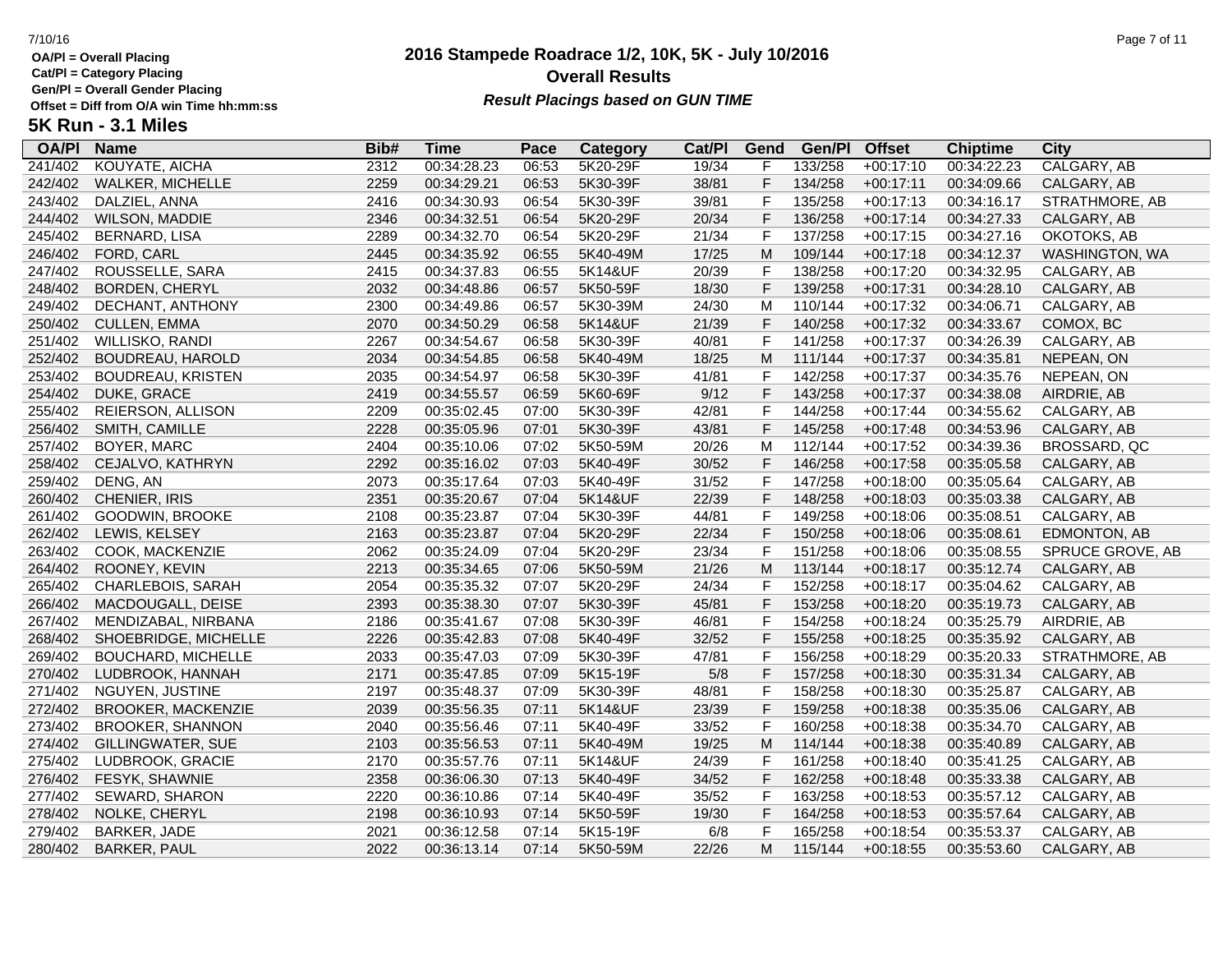OA/Pl = Overall Placing
Cat/Pl = Category Placing
Gen/Pl = Overall Gender Placing
Offset = Diff from O/A win Time hh:mm:ss

# 2016 Stampede Roadrace 1/2, 10K, 5K - July 10/2016

## Overall Results

***Result Placings based on GUN TIME***

## 5K Run - 3.1 Miles

| OA/Pl | Name | Bib# | Time | Pace | Category | Cat/Pl | Gend | Gen/Pl | Offset | Chiptime | City |
|---|---|---|---|---|---|---|---|---|---|---|---|
| 241/402 | KOUYATE, AICHA | 2312 | 00:34:28.23 | 06:53 | 5K20-29F | 19/34 | F | 133/258 | +00:17:10 | 00:34:22.23 | CALGARY, AB |
| 242/402 | WALKER, MICHELLE | 2259 | 00:34:29.21 | 06:53 | 5K30-39F | 38/81 | F | 134/258 | +00:17:11 | 00:34:09.66 | CALGARY, AB |
| 243/402 | DALZIEL, ANNA | 2416 | 00:34:30.93 | 06:54 | 5K30-39F | 39/81 | F | 135/258 | +00:17:13 | 00:34:16.17 | STRATHMORE, AB |
| 244/402 | WILSON, MADDIE | 2346 | 00:34:32.51 | 06:54 | 5K20-29F | 20/34 | F | 136/258 | +00:17:14 | 00:34:27.33 | CALGARY, AB |
| 245/402 | BERNARD, LISA | 2289 | 00:34:32.70 | 06:54 | 5K20-29F | 21/34 | F | 137/258 | +00:17:15 | 00:34:27.16 | OKOTOKS, AB |
| 246/402 | FORD, CARL | 2445 | 00:34:35.92 | 06:55 | 5K40-49M | 17/25 | M | 109/144 | +00:17:18 | 00:34:12.37 | WASHINGTON, WA |
| 247/402 | ROUSSELLE, SARA | 2415 | 00:34:37.83 | 06:55 | 5K14&UF | 20/39 | F | 138/258 | +00:17:20 | 00:34:32.95 | CALGARY, AB |
| 248/402 | BORDEN, CHERYL | 2032 | 00:34:48.86 | 06:57 | 5K50-59F | 18/30 | F | 139/258 | +00:17:31 | 00:34:28.10 | CALGARY, AB |
| 249/402 | DECHANT, ANTHONY | 2300 | 00:34:49.86 | 06:57 | 5K30-39M | 24/30 | M | 110/144 | +00:17:32 | 00:34:06.71 | CALGARY, AB |
| 250/402 | CULLEN, EMMA | 2070 | 00:34:50.29 | 06:58 | 5K14&UF | 21/39 | F | 140/258 | +00:17:32 | 00:34:33.67 | COMOX, BC |
| 251/402 | WILLISKO, RANDI | 2267 | 00:34:54.67 | 06:58 | 5K30-39F | 40/81 | F | 141/258 | +00:17:37 | 00:34:26.39 | CALGARY, AB |
| 252/402 | BOUDREAU, HAROLD | 2034 | 00:34:54.85 | 06:58 | 5K40-49M | 18/25 | M | 111/144 | +00:17:37 | 00:34:35.81 | NEPEAN, ON |
| 253/402 | BOUDREAU, KRISTEN | 2035 | 00:34:54.97 | 06:58 | 5K30-39F | 41/81 | F | 142/258 | +00:17:37 | 00:34:35.76 | NEPEAN, ON |
| 254/402 | DUKE, GRACE | 2419 | 00:34:55.57 | 06:59 | 5K60-69F | 9/12 | F | 143/258 | +00:17:37 | 00:34:38.08 | AIRDRIE, AB |
| 255/402 | REIERSON, ALLISON | 2209 | 00:35:02.45 | 07:00 | 5K30-39F | 42/81 | F | 144/258 | +00:17:44 | 00:34:55.62 | CALGARY, AB |
| 256/402 | SMITH, CAMILLE | 2228 | 00:35:05.96 | 07:01 | 5K30-39F | 43/81 | F | 145/258 | +00:17:48 | 00:34:53.96 | CALGARY, AB |
| 257/402 | BOYER, MARC | 2404 | 00:35:10.06 | 07:02 | 5K50-59M | 20/26 | M | 112/144 | +00:17:52 | 00:34:39.36 | BROSSARD, QC |
| 258/402 | CEJALVO, KATHRYN | 2292 | 00:35:16.02 | 07:03 | 5K40-49F | 30/52 | F | 146/258 | +00:17:58 | 00:35:05.58 | CALGARY, AB |
| 259/402 | DENG, AN | 2073 | 00:35:17.64 | 07:03 | 5K40-49F | 31/52 | F | 147/258 | +00:18:00 | 00:35:05.64 | CALGARY, AB |
| 260/402 | CHENIER, IRIS | 2351 | 00:35:20.67 | 07:04 | 5K14&UF | 22/39 | F | 148/258 | +00:18:03 | 00:35:03.38 | CALGARY, AB |
| 261/402 | GOODWIN, BROOKE | 2108 | 00:35:23.87 | 07:04 | 5K30-39F | 44/81 | F | 149/258 | +00:18:06 | 00:35:08.51 | CALGARY, AB |
| 262/402 | LEWIS, KELSEY | 2163 | 00:35:23.87 | 07:04 | 5K20-29F | 22/34 | F | 150/258 | +00:18:06 | 00:35:08.61 | EDMONTON, AB |
| 263/402 | COOK, MACKENZIE | 2062 | 00:35:24.09 | 07:04 | 5K20-29F | 23/34 | F | 151/258 | +00:18:06 | 00:35:08.55 | SPRUCE GROVE, AB |
| 264/402 | ROONEY, KEVIN | 2213 | 00:35:34.65 | 07:06 | 5K50-59M | 21/26 | M | 113/144 | +00:18:17 | 00:35:12.74 | CALGARY, AB |
| 265/402 | CHARLEBOIS, SARAH | 2054 | 00:35:35.32 | 07:07 | 5K20-29F | 24/34 | F | 152/258 | +00:18:17 | 00:35:04.62 | CALGARY, AB |
| 266/402 | MACDOUGALL, DEISE | 2393 | 00:35:38.30 | 07:07 | 5K30-39F | 45/81 | F | 153/258 | +00:18:20 | 00:35:19.73 | CALGARY, AB |
| 267/402 | MENDIZABAL, NIRBANA | 2186 | 00:35:41.67 | 07:08 | 5K30-39F | 46/81 | F | 154/258 | +00:18:24 | 00:35:25.79 | AIRDRIE, AB |
| 268/402 | SHOEBRIDGE, MICHELLE | 2226 | 00:35:42.83 | 07:08 | 5K40-49F | 32/52 | F | 155/258 | +00:18:25 | 00:35:35.92 | CALGARY, AB |
| 269/402 | BOUCHARD, MICHELLE | 2033 | 00:35:47.03 | 07:09 | 5K30-39F | 47/81 | F | 156/258 | +00:18:29 | 00:35:20.33 | STRATHMORE, AB |
| 270/402 | LUDBROOK, HANNAH | 2171 | 00:35:47.85 | 07:09 | 5K15-19F | 5/8 | F | 157/258 | +00:18:30 | 00:35:31.34 | CALGARY, AB |
| 271/402 | NGUYEN, JUSTINE | 2197 | 00:35:48.37 | 07:09 | 5K30-39F | 48/81 | F | 158/258 | +00:18:30 | 00:35:25.87 | CALGARY, AB |
| 272/402 | BROOKER, MACKENZIE | 2039 | 00:35:56.35 | 07:11 | 5K14&UF | 23/39 | F | 159/258 | +00:18:38 | 00:35:35.06 | CALGARY, AB |
| 273/402 | BROOKER, SHANNON | 2040 | 00:35:56.46 | 07:11 | 5K40-49F | 33/52 | F | 160/258 | +00:18:38 | 00:35:34.70 | CALGARY, AB |
| 274/402 | GILLINGWATER, SUE | 2103 | 00:35:56.53 | 07:11 | 5K40-49M | 19/25 | M | 114/144 | +00:18:38 | 00:35:40.89 | CALGARY, AB |
| 275/402 | LUDBROOK, GRACIE | 2170 | 00:35:57.76 | 07:11 | 5K14&UF | 24/39 | F | 161/258 | +00:18:40 | 00:35:41.25 | CALGARY, AB |
| 276/402 | FESYK, SHAWNIE | 2358 | 00:36:06.30 | 07:13 | 5K40-49F | 34/52 | F | 162/258 | +00:18:48 | 00:35:33.38 | CALGARY, AB |
| 277/402 | SEWARD, SHARON | 2220 | 00:36:10.86 | 07:14 | 5K40-49F | 35/52 | F | 163/258 | +00:18:53 | 00:35:57.12 | CALGARY, AB |
| 278/402 | NOLKE, CHERYL | 2198 | 00:36:10.93 | 07:14 | 5K50-59F | 19/30 | F | 164/258 | +00:18:53 | 00:35:57.64 | CALGARY, AB |
| 279/402 | BARKER, JADE | 2021 | 00:36:12.58 | 07:14 | 5K15-19F | 6/8 | F | 165/258 | +00:18:54 | 00:35:53.37 | CALGARY, AB |
| 280/402 | BARKER, PAUL | 2022 | 00:36:13.14 | 07:14 | 5K50-59M | 22/26 | M | 115/144 | +00:18:55 | 00:35:53.60 | CALGARY, AB |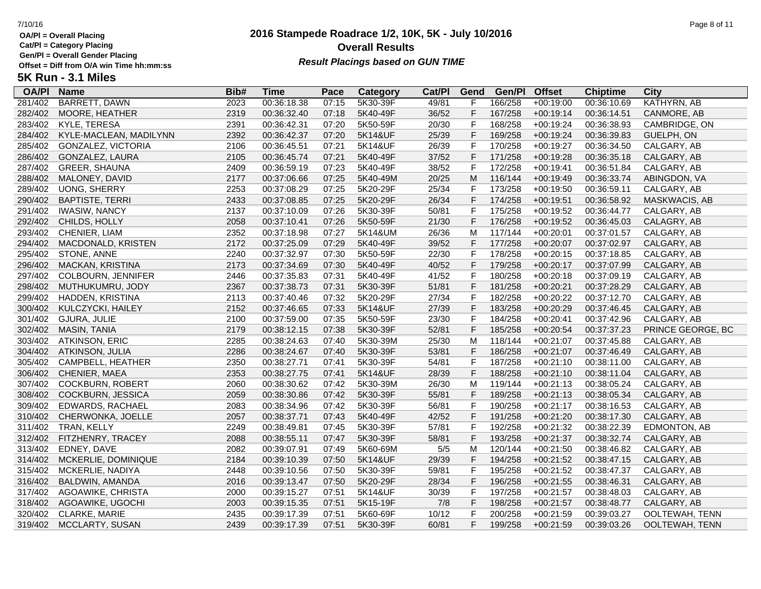**OA/Pl = Overall Placing**
**Cat/Pl = Category Placing**
**Gen/Pl = Overall Gender Placing**
**Offset = Diff from O/A win Time hh:mm:ss**

# 2016 Stampede Roadrace 1/2, 10K, 5K - July 10/2016

## Overall Results

***Result Placings based on GUN TIME***

### 5K Run - 3.1 Miles

| OA/Pl | Name | Bib# | Time | Pace | Category | Cat/Pl | Gend | Gen/Pl | Offset | Chiptime | City |
|---|---|---|---|---|---|---|---|---|---|---|---|
| 281/402 | BARRETT, DAWN | 2023 | 00:36:18.38 | 07:15 | 5K30-39F | 49/81 | F | 166/258 | +00:19:00 | 00:36:10.69 | KATHYRN, AB |
| 282/402 | MOORE, HEATHER | 2319 | 00:36:32.40 | 07:18 | 5K40-49F | 36/52 | F | 167/258 | +00:19:14 | 00:36:14.51 | CANMORE, AB |
| 283/402 | KYLE, TERESA | 2391 | 00:36:42.31 | 07:20 | 5K50-59F | 20/30 | F | 168/258 | +00:19:24 | 00:36:38.93 | CAMBRIDGE, ON |
| 284/402 | KYLE-MACLEAN, MADILYNN | 2392 | 00:36:42.37 | 07:20 | 5K14&UF | 25/39 | F | 169/258 | +00:19:24 | 00:36:39.83 | GUELPH, ON |
| 285/402 | GONZALEZ, VICTORIA | 2106 | 00:36:45.51 | 07:21 | 5K14&UF | 26/39 | F | 170/258 | +00:19:27 | 00:36:34.50 | CALGARY, AB |
| 286/402 | GONZALEZ, LAURA | 2105 | 00:36:45.74 | 07:21 | 5K40-49F | 37/52 | F | 171/258 | +00:19:28 | 00:36:35.18 | CALGARY, AB |
| 287/402 | GREER, SHAUNA | 2409 | 00:36:59.19 | 07:23 | 5K40-49F | 38/52 | F | 172/258 | +00:19:41 | 00:36:51.84 | CALGARY, AB |
| 288/402 | MALONEY, DAVID | 2177 | 00:37:06.66 | 07:25 | 5K40-49M | 20/25 | M | 116/144 | +00:19:49 | 00:36:33.74 | ABINGDON, VA |
| 289/402 | UONG, SHERRY | 2253 | 00:37:08.29 | 07:25 | 5K20-29F | 25/34 | F | 173/258 | +00:19:50 | 00:36:59.11 | CALGARY, AB |
| 290/402 | BAPTISTE, TERRI | 2433 | 00:37:08.85 | 07:25 | 5K20-29F | 26/34 | F | 174/258 | +00:19:51 | 00:36:58.92 | MASKWACIS, AB |
| 291/402 | IWASIW, NANCY | 2137 | 00:37:10.09 | 07:26 | 5K30-39F | 50/81 | F | 175/258 | +00:19:52 | 00:36:44.77 | CALGARY, AB |
| 292/402 | CHILDS, HOLLY | 2058 | 00:37:10.41 | 07:26 | 5K50-59F | 21/30 | F | 176/258 | +00:19:52 | 00:36:45.03 | CALAGRY, AB |
| 293/402 | CHENIER, LIAM | 2352 | 00:37:18.98 | 07:27 | 5K14&UM | 26/36 | M | 117/144 | +00:20:01 | 00:37:01.57 | CALGARY, AB |
| 294/402 | MACDONALD, KRISTEN | 2172 | 00:37:25.09 | 07:29 | 5K40-49F | 39/52 | F | 177/258 | +00:20:07 | 00:37:02.97 | CALGARY, AB |
| 295/402 | STONE, ANNE | 2240 | 00:37:32.97 | 07:30 | 5K50-59F | 22/30 | F | 178/258 | +00:20:15 | 00:37:18.85 | CALGARY, AB |
| 296/402 | MACKAN, KRISTINA | 2173 | 00:37:34.69 | 07:30 | 5K40-49F | 40/52 | F | 179/258 | +00:20:17 | 00:37:07.99 | CALGARY, AB |
| 297/402 | COLBOURN, JENNIFER | 2446 | 00:37:35.83 | 07:31 | 5K40-49F | 41/52 | F | 180/258 | +00:20:18 | 00:37:09.19 | CALGARY, AB |
| 298/402 | MUTHUKUMRU, JODY | 2367 | 00:37:38.73 | 07:31 | 5K30-39F | 51/81 | F | 181/258 | +00:20:21 | 00:37:28.29 | CALGARY, AB |
| 299/402 | HADDEN, KRISTINA | 2113 | 00:37:40.46 | 07:32 | 5K20-29F | 27/34 | F | 182/258 | +00:20:22 | 00:37:12.70 | CALGARY, AB |
| 300/402 | KULCZYCKI, HAILEY | 2152 | 00:37:46.65 | 07:33 | 5K14&UF | 27/39 | F | 183/258 | +00:20:29 | 00:37:46.45 | CALGARY, AB |
| 301/402 | GJURA, JULIE | 2100 | 00:37:59.00 | 07:35 | 5K50-59F | 23/30 | F | 184/258 | +00:20:41 | 00:37:42.96 | CALGARY, AB |
| 302/402 | MASIN, TANIA | 2179 | 00:38:12.15 | 07:38 | 5K30-39F | 52/81 | F | 185/258 | +00:20:54 | 00:37:37.23 | PRINCE GEORGE, BC |
| 303/402 | ATKINSON, ERIC | 2285 | 00:38:24.63 | 07:40 | 5K30-39M | 25/30 | M | 118/144 | +00:21:07 | 00:37:45.88 | CALGARY, AB |
| 304/402 | ATKINSON, JULIA | 2286 | 00:38:24.67 | 07:40 | 5K30-39F | 53/81 | F | 186/258 | +00:21:07 | 00:37:46.49 | CALGARY, AB |
| 305/402 | CAMPBELL, HEATHER | 2350 | 00:38:27.71 | 07:41 | 5K30-39F | 54/81 | F | 187/258 | +00:21:10 | 00:38:11.00 | CALGARY, AB |
| 306/402 | CHENIER, MAEA | 2353 | 00:38:27.75 | 07:41 | 5K14&UF | 28/39 | F | 188/258 | +00:21:10 | 00:38:11.04 | CALGARY, AB |
| 307/402 | COCKBURN, ROBERT | 2060 | 00:38:30.62 | 07:42 | 5K30-39M | 26/30 | M | 119/144 | +00:21:13 | 00:38:05.24 | CALGARY, AB |
| 308/402 | COCKBURN, JESSICA | 2059 | 00:38:30.86 | 07:42 | 5K30-39F | 55/81 | F | 189/258 | +00:21:13 | 00:38:05.34 | CALGARY, AB |
| 309/402 | EDWARDS, RACHAEL | 2083 | 00:38:34.96 | 07:42 | 5K30-39F | 56/81 | F | 190/258 | +00:21:17 | 00:38:16.53 | CALGARY, AB |
| 310/402 | CHERWONKA, JOELLE | 2057 | 00:38:37.71 | 07:43 | 5K40-49F | 42/52 | F | 191/258 | +00:21:20 | 00:38:17.30 | CALGARY, AB |
| 311/402 | TRAN, KELLY | 2249 | 00:38:49.81 | 07:45 | 5K30-39F | 57/81 | F | 192/258 | +00:21:32 | 00:38:22.39 | EDMONTON, AB |
| 312/402 | FITZHENRY, TRACEY | 2088 | 00:38:55.11 | 07:47 | 5K30-39F | 58/81 | F | 193/258 | +00:21:37 | 00:38:32.74 | CALGARY, AB |
| 313/402 | EDNEY, DAVE | 2082 | 00:39:07.91 | 07:49 | 5K60-69M | 5/5 | M | 120/144 | +00:21:50 | 00:38:46.82 | CALGARY, AB |
| 314/402 | MCKERLIE, DOMINIQUE | 2184 | 00:39:10.39 | 07:50 | 5K14&UF | 29/39 | F | 194/258 | +00:21:52 | 00:38:47.15 | CALGARY, AB |
| 315/402 | MCKERLIE, NADIYA | 2448 | 00:39:10.56 | 07:50 | 5K30-39F | 59/81 | F | 195/258 | +00:21:52 | 00:38:47.37 | CALGARY, AB |
| 316/402 | BALDWIN, AMANDA | 2016 | 00:39:13.47 | 07:50 | 5K20-29F | 28/34 | F | 196/258 | +00:21:55 | 00:38:46.31 | CALGARY, AB |
| 317/402 | AGOAWIKE, CHRISTA | 2000 | 00:39:15.27 | 07:51 | 5K14&UF | 30/39 | F | 197/258 | +00:21:57 | 00:38:48.03 | CALGARY, AB |
| 318/402 | AGOAWIKE, UGOCHI | 2003 | 00:39:15.35 | 07:51 | 5K15-19F | 7/8 | F | 198/258 | +00:21:57 | 00:38:48.77 | CALGARY, AB |
| 320/402 | CLARKE, MARIE | 2435 | 00:39:17.39 | 07:51 | 5K60-69F | 10/12 | F | 200/258 | +00:21:59 | 00:39:03.27 | OOLTEWAH, TENN |
| 319/402 | MCCLARTY, SUSAN | 2439 | 00:39:17.39 | 07:51 | 5K30-39F | 60/81 | F | 199/258 | +00:21:59 | 00:39:03.26 | OOLTEWAH, TENN |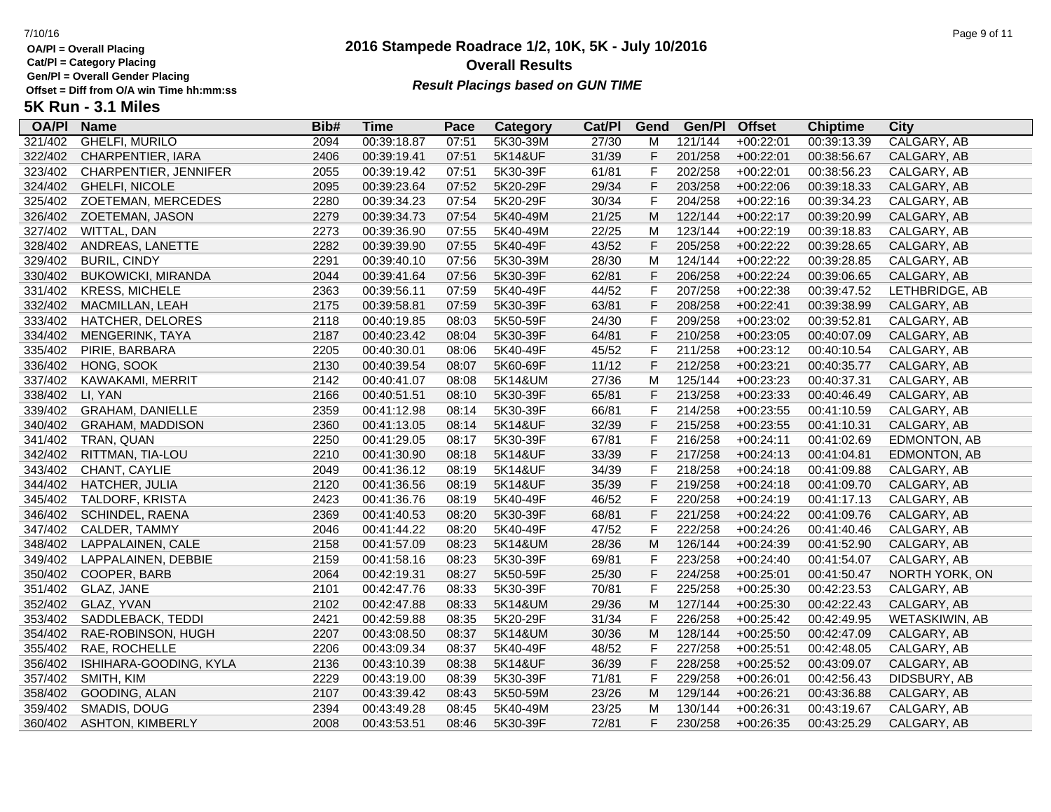**OA/Pl = Overall Placing**
**Cat/Pl = Category Placing**
**Gen/Pl = Overall Gender Placing**
**Offset = Diff from O/A win Time hh:mm:ss**

# 2016 Stampede Roadrace 1/2, 10K, 5K - July 10/2016

## Overall Results

***Result Placings based on GUN TIME***

## 5K Run - 3.1 Miles

| OA/Pl | Name | Bib# | Time | Pace | Category | Cat/Pl | Gend | Gen/Pl | Offset | Chiptime | City |
|---|---|---|---|---|---|---|---|---|---|---|---|
| 321/402 | GHELFI, MURILO | 2094 | 00:39:18.87 | 07:51 | 5K30-39M | 27/30 | M | 121/144 | +00:22:01 | 00:39:13.39 | CALGARY, AB |
| 322/402 | CHARPENTIER, IARA | 2406 | 00:39:19.41 | 07:51 | 5K14&UF | 31/39 | F | 201/258 | +00:22:01 | 00:38:56.67 | CALGARY, AB |
| 323/402 | CHARPENTIER, JENNIFER | 2055 | 00:39:19.42 | 07:51 | 5K30-39F | 61/81 | F | 202/258 | +00:22:01 | 00:38:56.23 | CALGARY, AB |
| 324/402 | GHELFI, NICOLE | 2095 | 00:39:23.64 | 07:52 | 5K20-29F | 29/34 | F | 203/258 | +00:22:06 | 00:39:18.33 | CALGARY, AB |
| 325/402 | ZOETEMAN, MERCEDES | 2280 | 00:39:34.23 | 07:54 | 5K20-29F | 30/34 | F | 204/258 | +00:22:16 | 00:39:34.23 | CALGARY, AB |
| 326/402 | ZOETEMAN, JASON | 2279 | 00:39:34.73 | 07:54 | 5K40-49M | 21/25 | M | 122/144 | +00:22:17 | 00:39:20.99 | CALGARY, AB |
| 327/402 | WITTAL, DAN | 2273 | 00:39:36.90 | 07:55 | 5K40-49M | 22/25 | M | 123/144 | +00:22:19 | 00:39:18.83 | CALGARY, AB |
| 328/402 | ANDREAS, LANETTE | 2282 | 00:39:39.90 | 07:55 | 5K40-49F | 43/52 | F | 205/258 | +00:22:22 | 00:39:28.65 | CALGARY, AB |
| 329/402 | BURIL, CINDY | 2291 | 00:39:40.10 | 07:56 | 5K30-39M | 28/30 | M | 124/144 | +00:22:22 | 00:39:28.85 | CALGARY, AB |
| 330/402 | BUKOWICKI, MIRANDA | 2044 | 00:39:41.64 | 07:56 | 5K30-39F | 62/81 | F | 206/258 | +00:22:24 | 00:39:06.65 | CALGARY, AB |
| 331/402 | KRESS, MICHELE | 2363 | 00:39:56.11 | 07:59 | 5K40-49F | 44/52 | F | 207/258 | +00:22:38 | 00:39:47.52 | LETHBRIDGE, AB |
| 332/402 | MACMILLAN, LEAH | 2175 | 00:39:58.81 | 07:59 | 5K30-39F | 63/81 | F | 208/258 | +00:22:41 | 00:39:38.99 | CALGARY, AB |
| 333/402 | HATCHER, DELORES | 2118 | 00:40:19.85 | 08:03 | 5K50-59F | 24/30 | F | 209/258 | +00:23:02 | 00:39:52.81 | CALGARY, AB |
| 334/402 | MENGERINK, TAYA | 2187 | 00:40:23.42 | 08:04 | 5K30-39F | 64/81 | F | 210/258 | +00:23:05 | 00:40:07.09 | CALGARY, AB |
| 335/402 | PIRIE, BARBARA | 2205 | 00:40:30.01 | 08:06 | 5K40-49F | 45/52 | F | 211/258 | +00:23:12 | 00:40:10.54 | CALGARY, AB |
| 336/402 | HONG, SOOK | 2130 | 00:40:39.54 | 08:07 | 5K60-69F | 11/12 | F | 212/258 | +00:23:21 | 00:40:35.77 | CALGARY, AB |
| 337/402 | KAWAKAMI, MERRIT | 2142 | 00:40:41.07 | 08:08 | 5K14&UM | 27/36 | M | 125/144 | +00:23:23 | 00:40:37.31 | CALGARY, AB |
| 338/402 | LI, YAN | 2166 | 00:40:51.51 | 08:10 | 5K30-39F | 65/81 | F | 213/258 | +00:23:33 | 00:40:46.49 | CALGARY, AB |
| 339/402 | GRAHAM, DANIELLE | 2359 | 00:41:12.98 | 08:14 | 5K30-39F | 66/81 | F | 214/258 | +00:23:55 | 00:41:10.59 | CALGARY, AB |
| 340/402 | GRAHAM, MADDISON | 2360 | 00:41:13.05 | 08:14 | 5K14&UF | 32/39 | F | 215/258 | +00:23:55 | 00:41:10.31 | CALGARY, AB |
| 341/402 | TRAN, QUAN | 2250 | 00:41:29.05 | 08:17 | 5K30-39F | 67/81 | F | 216/258 | +00:24:11 | 00:41:02.69 | EDMONTON, AB |
| 342/402 | RITTMAN, TIA-LOU | 2210 | 00:41:30.90 | 08:18 | 5K14&UF | 33/39 | F | 217/258 | +00:24:13 | 00:41:04.81 | EDMONTON, AB |
| 343/402 | CHANT, CAYLIE | 2049 | 00:41:36.12 | 08:19 | 5K14&UF | 34/39 | F | 218/258 | +00:24:18 | 00:41:09.88 | CALGARY, AB |
| 344/402 | HATCHER, JULIA | 2120 | 00:41:36.56 | 08:19 | 5K14&UF | 35/39 | F | 219/258 | +00:24:18 | 00:41:09.70 | CALGARY, AB |
| 345/402 | TALDORF, KRISTA | 2423 | 00:41:36.76 | 08:19 | 5K40-49F | 46/52 | F | 220/258 | +00:24:19 | 00:41:17.13 | CALGARY, AB |
| 346/402 | SCHINDEL, RAENA | 2369 | 00:41:40.53 | 08:20 | 5K30-39F | 68/81 | F | 221/258 | +00:24:22 | 00:41:09.76 | CALGARY, AB |
| 347/402 | CALDER, TAMMY | 2046 | 00:41:44.22 | 08:20 | 5K40-49F | 47/52 | F | 222/258 | +00:24:26 | 00:41:40.46 | CALGARY, AB |
| 348/402 | LAPPALAINEN, CALE | 2158 | 00:41:57.09 | 08:23 | 5K14&UM | 28/36 | M | 126/144 | +00:24:39 | 00:41:52.90 | CALGARY, AB |
| 349/402 | LAPPALAINEN, DEBBIE | 2159 | 00:41:58.16 | 08:23 | 5K30-39F | 69/81 | F | 223/258 | +00:24:40 | 00:41:54.07 | CALGARY, AB |
| 350/402 | COOPER, BARB | 2064 | 00:42:19.31 | 08:27 | 5K50-59F | 25/30 | F | 224/258 | +00:25:01 | 00:41:50.47 | NORTH YORK, ON |
| 351/402 | GLAZ, JANE | 2101 | 00:42:47.76 | 08:33 | 5K30-39F | 70/81 | F | 225/258 | +00:25:30 | 00:42:23.53 | CALGARY, AB |
| 352/402 | GLAZ, YVAN | 2102 | 00:42:47.88 | 08:33 | 5K14&UM | 29/36 | M | 127/144 | +00:25:30 | 00:42:22.43 | CALGARY, AB |
| 353/402 | SADDLEBACK, TEDDI | 2421 | 00:42:59.88 | 08:35 | 5K20-29F | 31/34 | F | 226/258 | +00:25:42 | 00:42:49.95 | WETASKIWIN, AB |
| 354/402 | RAE-ROBINSON, HUGH | 2207 | 00:43:08.50 | 08:37 | 5K14&UM | 30/36 | M | 128/144 | +00:25:50 | 00:42:47.09 | CALGARY, AB |
| 355/402 | RAE, ROCHELLE | 2206 | 00:43:09.34 | 08:37 | 5K40-49F | 48/52 | F | 227/258 | +00:25:51 | 00:42:48.05 | CALGARY, AB |
| 356/402 | ISHIHARA-GOODING, KYLA | 2136 | 00:43:10.39 | 08:38 | 5K14&UF | 36/39 | F | 228/258 | +00:25:52 | 00:43:09.07 | CALGARY, AB |
| 357/402 | SMITH, KIM | 2229 | 00:43:19.00 | 08:39 | 5K30-39F | 71/81 | F | 229/258 | +00:26:01 | 00:42:56.43 | DIDSBURY, AB |
| 358/402 | GOODING, ALAN | 2107 | 00:43:39.42 | 08:43 | 5K50-59M | 23/26 | M | 129/144 | +00:26:21 | 00:43:36.88 | CALGARY, AB |
| 359/402 | SMADIS, DOUG | 2394 | 00:43:49.28 | 08:45 | 5K40-49M | 23/25 | M | 130/144 | +00:26:31 | 00:43:19.67 | CALGARY, AB |
| 360/402 | ASHTON, KIMBERLY | 2008 | 00:43:53.51 | 08:46 | 5K30-39F | 72/81 | F | 230/258 | +00:26:35 | 00:43:25.29 | CALGARY, AB |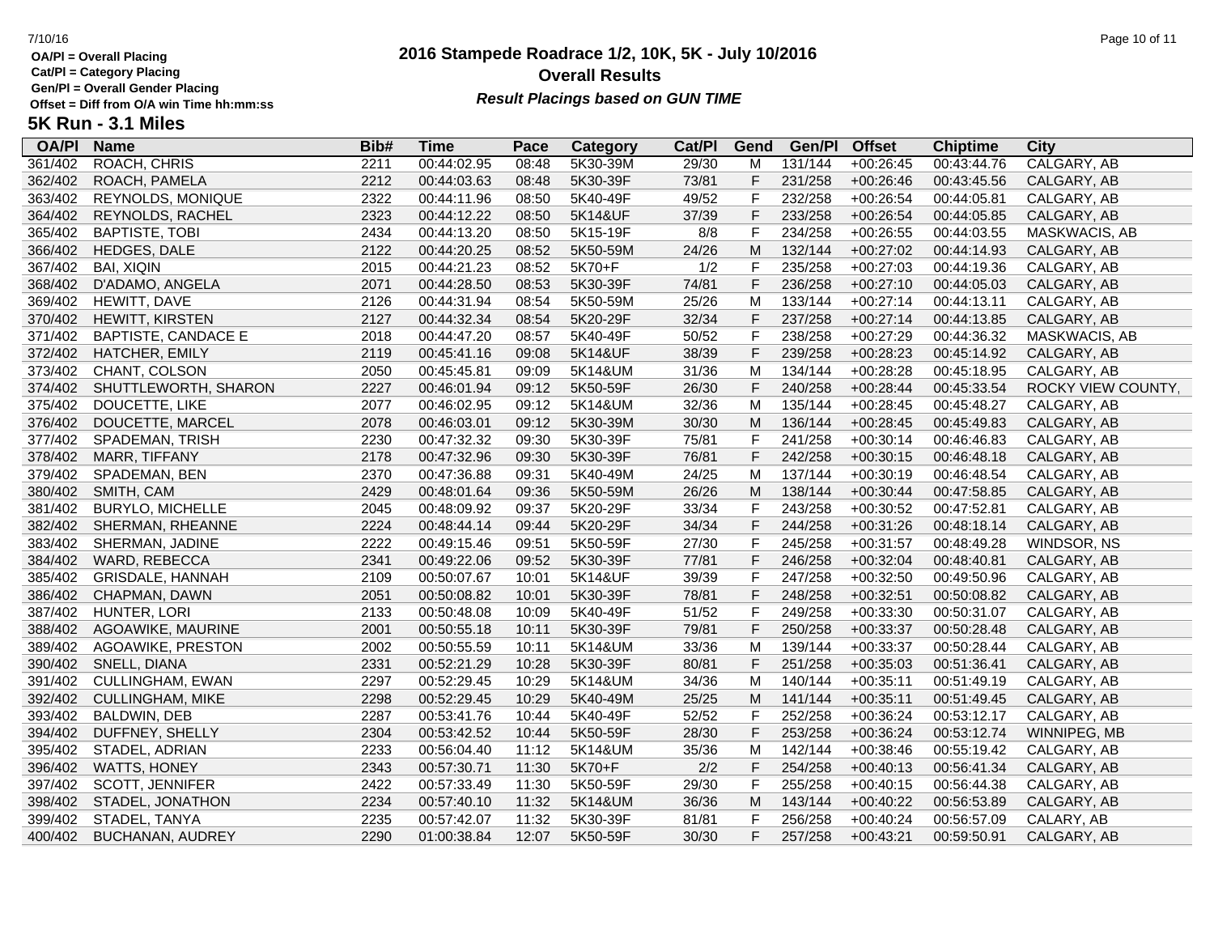# 2016 Stampede Roadrace 1/2, 10K, 5K - July 10/2016

## Overall Results

***Result Placings based on GUN TIME***

**OA/Pl = Overall Placing**
**Cat/Pl = Category Placing**
**Gen/Pl = Overall Gender Placing**
**Offset = Diff from O/A win Time hh:mm:ss**

## 5K Run - 3.1 Miles

| OA/Pl | Name | Bib# | Time | Pace | Category | Cat/Pl | Gend | Gen/Pl | Offset | Chiptime | City |
|---|---|---|---|---|---|---|---|---|---|---|---|
| 361/402 | ROACH, CHRIS | 2211 | 00:44:02.95 | 08:48 | 5K30-39M | 29/30 | M | 131/144 | +00:26:45 | 00:43:44.76 | CALGARY, AB |
| 362/402 | ROACH, PAMELA | 2212 | 00:44:03.63 | 08:48 | 5K30-39F | 73/81 | F | 231/258 | +00:26:46 | 00:43:45.56 | CALGARY, AB |
| 363/402 | REYNOLDS, MONIQUE | 2322 | 00:44:11.96 | 08:50 | 5K40-49F | 49/52 | F | 232/258 | +00:26:54 | 00:44:05.81 | CALGARY, AB |
| 364/402 | REYNOLDS, RACHEL | 2323 | 00:44:12.22 | 08:50 | 5K14&UF | 37/39 | F | 233/258 | +00:26:54 | 00:44:05.85 | CALGARY, AB |
| 365/402 | BAPTISTE, TOBI | 2434 | 00:44:13.20 | 08:50 | 5K15-19F | 8/8 | F | 234/258 | +00:26:55 | 00:44:03.55 | MASKWACIS, AB |
| 366/402 | HEDGES, DALE | 2122 | 00:44:20.25 | 08:52 | 5K50-59M | 24/26 | M | 132/144 | +00:27:02 | 00:44:14.93 | CALGARY, AB |
| 367/402 | BAI, XIQIN | 2015 | 00:44:21.23 | 08:52 | 5K70+F | 1/2 | F | 235/258 | +00:27:03 | 00:44:19.36 | CALGARY, AB |
| 368/402 | D'ADAMO, ANGELA | 2071 | 00:44:28.50 | 08:53 | 5K30-39F | 74/81 | F | 236/258 | +00:27:10 | 00:44:05.03 | CALGARY, AB |
| 369/402 | HEWITT, DAVE | 2126 | 00:44:31.94 | 08:54 | 5K50-59M | 25/26 | M | 133/144 | +00:27:14 | 00:44:13.11 | CALGARY, AB |
| 370/402 | HEWITT, KIRSTEN | 2127 | 00:44:32.34 | 08:54 | 5K20-29F | 32/34 | F | 237/258 | +00:27:14 | 00:44:13.85 | CALGARY, AB |
| 371/402 | BAPTISTE, CANDACE E | 2018 | 00:44:47.20 | 08:57 | 5K40-49F | 50/52 | F | 238/258 | +00:27:29 | 00:44:36.32 | MASKWACIS, AB |
| 372/402 | HATCHER, EMILY | 2119 | 00:45:41.16 | 09:08 | 5K14&UF | 38/39 | F | 239/258 | +00:28:23 | 00:45:14.92 | CALGARY, AB |
| 373/402 | CHANT, COLSON | 2050 | 00:45:45.81 | 09:09 | 5K14&UM | 31/36 | M | 134/144 | +00:28:28 | 00:45:18.95 | CALGARY, AB |
| 374/402 | SHUTTLEWORTH, SHARON | 2227 | 00:46:01.94 | 09:12 | 5K50-59F | 26/30 | F | 240/258 | +00:28:44 | 00:45:33.54 | ROCKY VIEW COUNTY, |
| 375/402 | DOUCETTE, LIKE | 2077 | 00:46:02.95 | 09:12 | 5K14&UM | 32/36 | M | 135/144 | +00:28:45 | 00:45:48.27 | CALGARY, AB |
| 376/402 | DOUCETTE, MARCEL | 2078 | 00:46:03.01 | 09:12 | 5K30-39M | 30/30 | M | 136/144 | +00:28:45 | 00:45:49.83 | CALGARY, AB |
| 377/402 | SPADEMAN, TRISH | 2230 | 00:47:32.32 | 09:30 | 5K30-39F | 75/81 | F | 241/258 | +00:30:14 | 00:46:46.83 | CALGARY, AB |
| 378/402 | MARR, TIFFANY | 2178 | 00:47:32.96 | 09:30 | 5K30-39F | 76/81 | F | 242/258 | +00:30:15 | 00:46:48.18 | CALGARY, AB |
| 379/402 | SPADEMAN, BEN | 2370 | 00:47:36.88 | 09:31 | 5K40-49M | 24/25 | M | 137/144 | +00:30:19 | 00:46:48.54 | CALGARY, AB |
| 380/402 | SMITH, CAM | 2429 | 00:48:01.64 | 09:36 | 5K50-59M | 26/26 | M | 138/144 | +00:30:44 | 00:47:58.85 | CALGARY, AB |
| 381/402 | BURYLO, MICHELLE | 2045 | 00:48:09.92 | 09:37 | 5K20-29F | 33/34 | F | 243/258 | +00:30:52 | 00:47:52.81 | CALGARY, AB |
| 382/402 | SHERMAN, RHEANNE | 2224 | 00:48:44.14 | 09:44 | 5K20-29F | 34/34 | F | 244/258 | +00:31:26 | 00:48:18.14 | CALGARY, AB |
| 383/402 | SHERMAN, JADINE | 2222 | 00:49:15.46 | 09:51 | 5K50-59F | 27/30 | F | 245/258 | +00:31:57 | 00:48:49.28 | WINDSOR, NS |
| 384/402 | WARD, REBECCA | 2341 | 00:49:22.06 | 09:52 | 5K30-39F | 77/81 | F | 246/258 | +00:32:04 | 00:48:40.81 | CALGARY, AB |
| 385/402 | GRISDALE, HANNAH | 2109 | 00:50:07.67 | 10:01 | 5K14&UF | 39/39 | F | 247/258 | +00:32:50 | 00:49:50.96 | CALGARY, AB |
| 386/402 | CHAPMAN, DAWN | 2051 | 00:50:08.82 | 10:01 | 5K30-39F | 78/81 | F | 248/258 | +00:32:51 | 00:50:08.82 | CALGARY, AB |
| 387/402 | HUNTER, LORI | 2133 | 00:50:48.08 | 10:09 | 5K40-49F | 51/52 | F | 249/258 | +00:33:30 | 00:50:31.07 | CALGARY, AB |
| 388/402 | AGOAWIKE, MAURINE | 2001 | 00:50:55.18 | 10:11 | 5K30-39F | 79/81 | F | 250/258 | +00:33:37 | 00:50:28.48 | CALGARY, AB |
| 389/402 | AGOAWIKE, PRESTON | 2002 | 00:50:55.59 | 10:11 | 5K14&UM | 33/36 | M | 139/144 | +00:33:37 | 00:50:28.44 | CALGARY, AB |
| 390/402 | SNELL, DIANA | 2331 | 00:52:21.29 | 10:28 | 5K30-39F | 80/81 | F | 251/258 | +00:35:03 | 00:51:36.41 | CALGARY, AB |
| 391/402 | CULLINGHAM, EWAN | 2297 | 00:52:29.45 | 10:29 | 5K14&UM | 34/36 | M | 140/144 | +00:35:11 | 00:51:49.19 | CALGARY, AB |
| 392/402 | CULLINGHAM, MIKE | 2298 | 00:52:29.45 | 10:29 | 5K40-49M | 25/25 | M | 141/144 | +00:35:11 | 00:51:49.45 | CALGARY, AB |
| 393/402 | BALDWIN, DEB | 2287 | 00:53:41.76 | 10:44 | 5K40-49F | 52/52 | F | 252/258 | +00:36:24 | 00:53:12.17 | CALGARY, AB |
| 394/402 | DUFFNEY, SHELLY | 2304 | 00:53:42.52 | 10:44 | 5K50-59F | 28/30 | F | 253/258 | +00:36:24 | 00:53:12.74 | WINNIPEG, MB |
| 395/402 | STADEL, ADRIAN | 2233 | 00:56:04.40 | 11:12 | 5K14&UM | 35/36 | M | 142/144 | +00:38:46 | 00:55:19.42 | CALGARY, AB |
| 396/402 | WATTS, HONEY | 2343 | 00:57:30.71 | 11:30 | 5K70+F | 2/2 | F | 254/258 | +00:40:13 | 00:56:41.34 | CALGARY, AB |
| 397/402 | SCOTT, JENNIFER | 2422 | 00:57:33.49 | 11:30 | 5K50-59F | 29/30 | F | 255/258 | +00:40:15 | 00:56:44.38 | CALGARY, AB |
| 398/402 | STADEL, JONATHON | 2234 | 00:57:40.10 | 11:32 | 5K14&UM | 36/36 | M | 143/144 | +00:40:22 | 00:56:53.89 | CALGARY, AB |
| 399/402 | STADEL, TANYA | 2235 | 00:57:42.07 | 11:32 | 5K30-39F | 81/81 | F | 256/258 | +00:40:24 | 00:56:57.09 | CALARY, AB |
| 400/402 | BUCHANAN, AUDREY | 2290 | 01:00:38.84 | 12:07 | 5K50-59F | 30/30 | F | 257/258 | +00:43:21 | 00:59:50.91 | CALGARY, AB |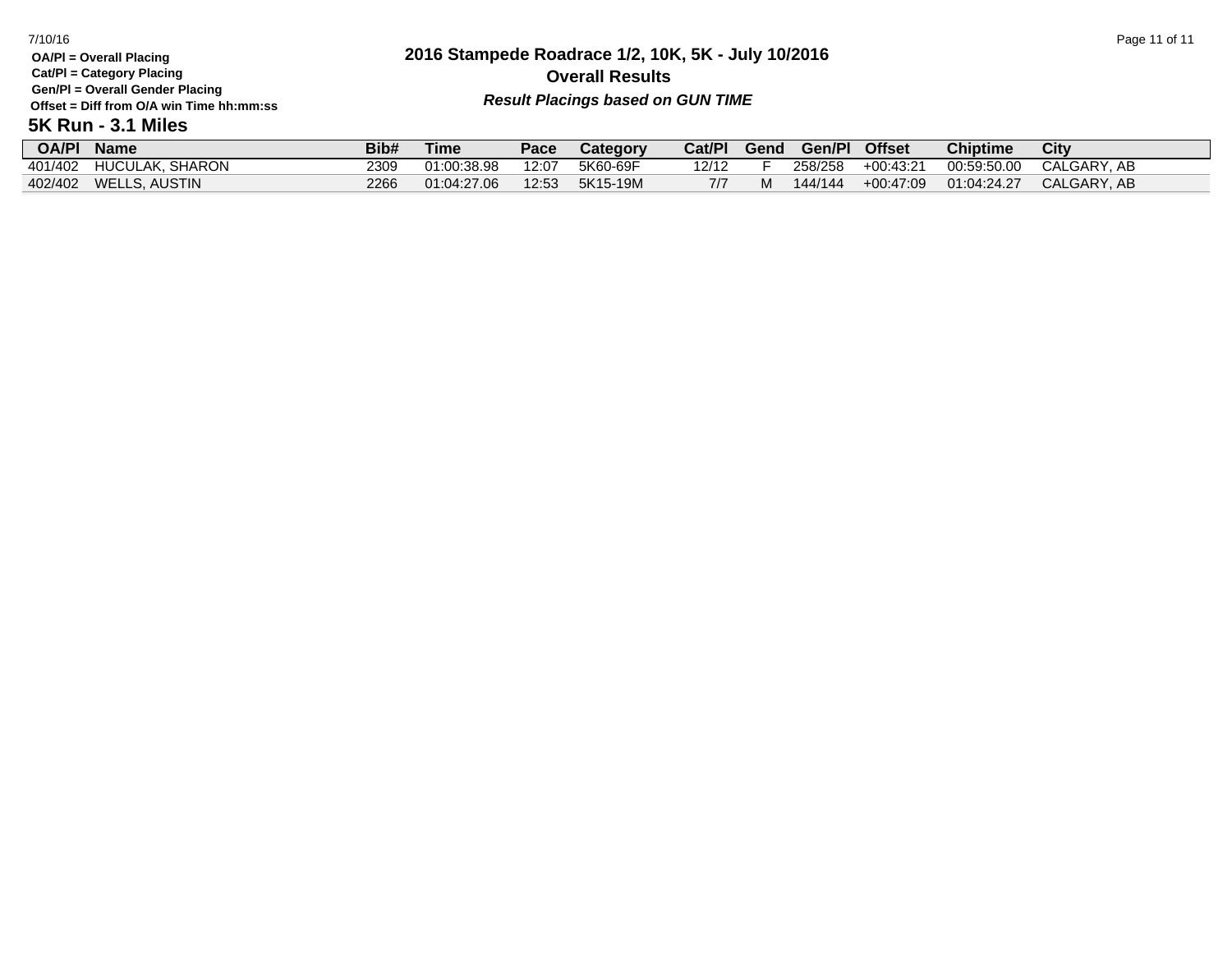OA/Pl = Overall Placing
Cat/Pl = Category Placing
Gen/Pl = Overall Gender Placing
Offset = Diff from O/A win Time hh:mm:ss

# 2016 Stampede Roadrace 1/2, 10K, 5K - July 10/2016

## Overall Results

***Result Placings based on GUN TIME***

### 5K Run - 3.1 Miles

| OA/Pl | Name | Bib# | Time | Pace | Category | Cat/Pl | Gend | Gen/Pl | Offset | Chiptime | City |
|---|---|---|---|---|---|---|---|---|---|---|---|
| 401/402 | HUCULAK, SHARON | 2309 | 01:00:38.98 | 12:07 | 5K60-69F | 12/12 | F | 258/258 | +00:43:21 | 00:59:50.00 | CALGARY, AB |
| 402/402 | WELLS, AUSTIN | 2266 | 01:04:27.06 | 12:53 | 5K15-19M | 7/7 | M | 144/144 | +00:47:09 | 01:04:24.27 | CALGARY, AB |